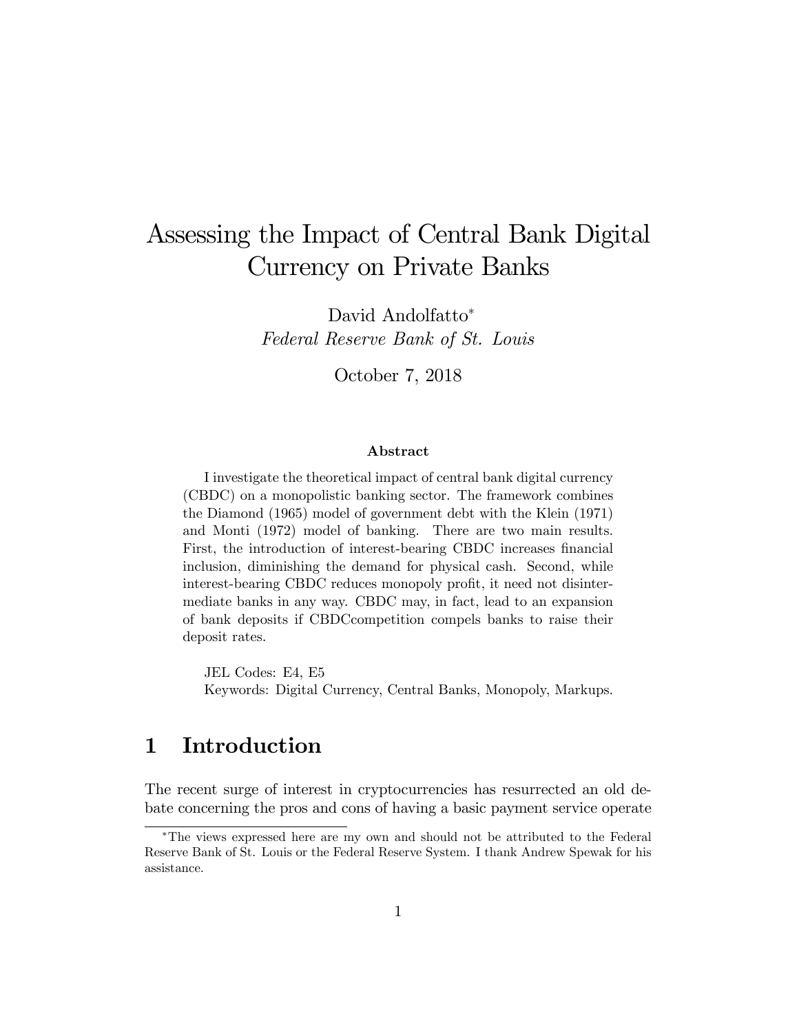# Assessing the Impact of Central Bank Digital Currency on Private Banks

David Andolfatto*

*Federal Reserve Bank of St. Louis*

October 7, 2018

### Abstract

I investigate the theoretical impact of central bank digital currency (CBDC) on a monopolistic banking sector. The framework combines the Diamond (1965) model of government debt with the Klein (1971) and Monti (1972) model of banking. There are two main results. First, the introduction of interest-bearing CBDC increases financial inclusion, diminishing the demand for physical cash. Second, while interest-bearing CBDC reduces monopoly profit, it need not disintermediate banks in any way. CBDC may, in fact, lead to an expansion of bank deposits if CBDCcompetition compels banks to raise their deposit rates.

JEL Codes: E4, E5

Keywords: Digital Currency, Central Banks, Monopoly, Markups.

## 1 Introduction

The recent surge of interest in cryptocurrencies has resurrected an old debate concerning the pros and cons of having a basic payment service operate

---

*The views expressed here are my own and should not be attributed to the Federal Reserve Bank of St. Louis or the Federal Reserve System. I thank Andrew Spewak for his assistance.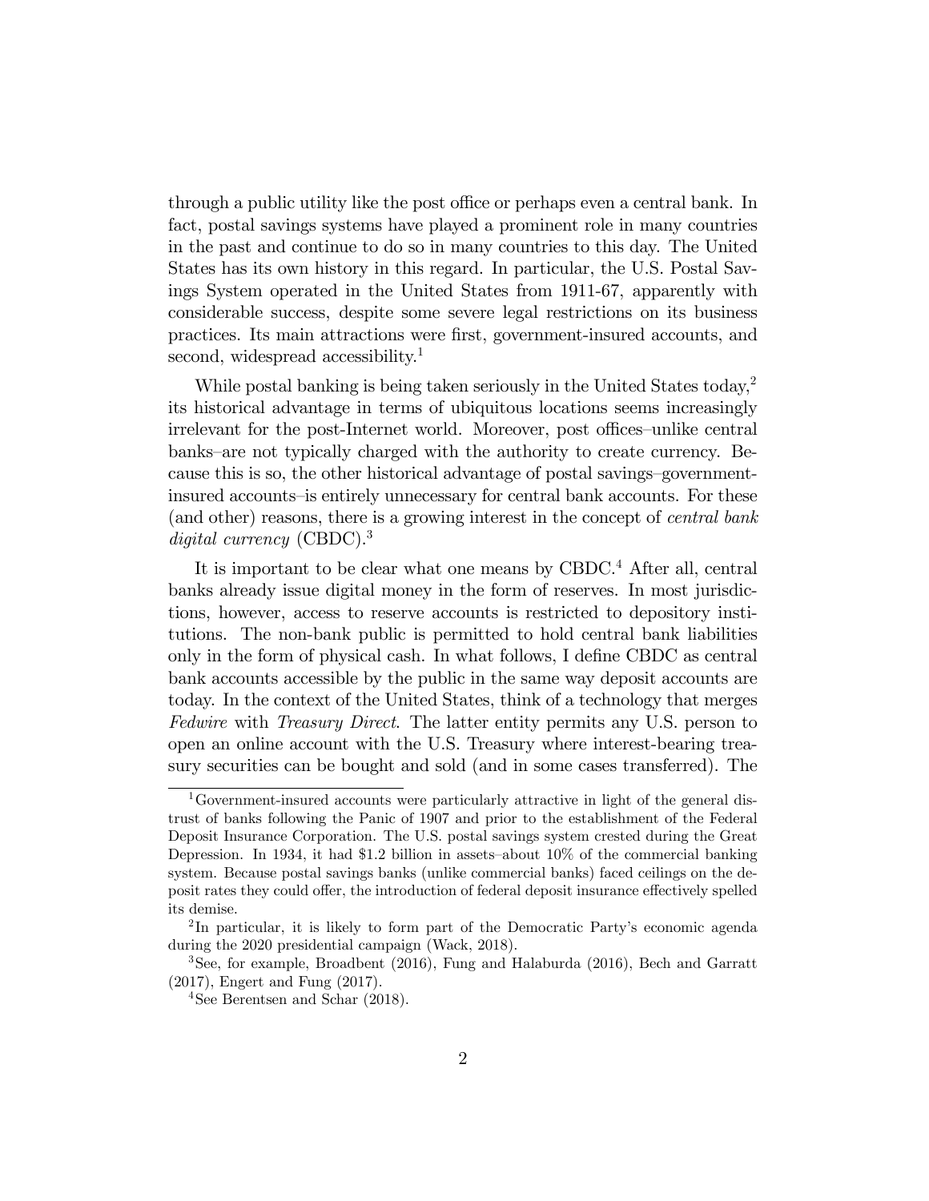through a public utility like the post office or perhaps even a central bank. In fact, postal savings systems have played a prominent role in many countries in the past and continue to do so in many countries to this day. The United States has its own history in this regard. In particular, the U.S. Postal Savings System operated in the United States from 1911-67, apparently with considerable success, despite some severe legal restrictions on its business practices. Its main attractions were first, government-insured accounts, and second, widespread accessibility.[1]

While postal banking is being taken seriously in the United States today,[2] its historical advantage in terms of ubiquitous locations seems increasingly irrelevant for the post-Internet world. Moreover, post offices–unlike central banks–are not typically charged with the authority to create currency. Because this is so, the other historical advantage of postal savings–government-insured accounts–is entirely unnecessary for central bank accounts. For these (and other) reasons, there is a growing interest in the concept of *central bank digital currency* (CBDC).[3]

It is important to be clear what one means by CBDC.[4] After all, central banks already issue digital money in the form of reserves. In most jurisdictions, however, access to reserve accounts is restricted to depository institutions. The non-bank public is permitted to hold central bank liabilities only in the form of physical cash. In what follows, I define CBDC as central bank accounts accessible by the public in the same way deposit accounts are today. In the context of the United States, think of a technology that merges *Fedwire* with *Treasury Direct*. The latter entity permits any U.S. person to open an online account with the U.S. Treasury where interest-bearing treasury securities can be bought and sold (and in some cases transferred). The

---

[1] Government-insured accounts were particularly attractive in light of the general distrust of banks following the Panic of 1907 and prior to the establishment of the Federal Deposit Insurance Corporation. The U.S. postal savings system crested during the Great Depression. In 1934, it had $1.2 billion in assets–about 10% of the commercial banking system. Because postal savings banks (unlike commercial banks) faced ceilings on the deposit rates they could offer, the introduction of federal deposit insurance effectively spelled its demise.

[2] In particular, it is likely to form part of the Democratic Party's economic agenda during the 2020 presidential campaign (Wack, 2018).

[3] See, for example, Broadbent (2016), Fung and Halaburda (2016), Bech and Garratt (2017), Engert and Fung (2017).

[4] See Berentsen and Schar (2018).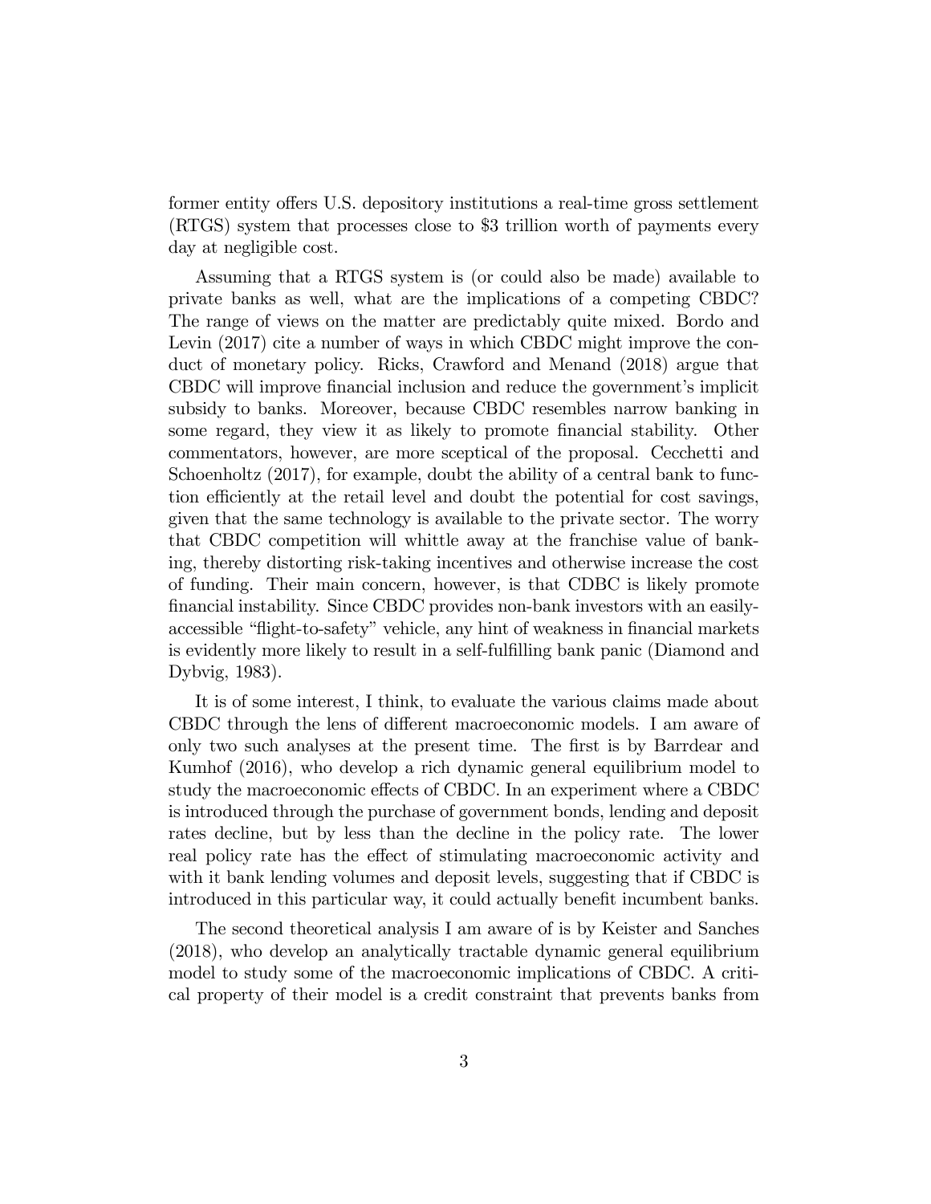former entity offers U.S. depository institutions a real-time gross settlement (RTGS) system that processes close to \$3 trillion worth of payments every day at negligible cost.

Assuming that a RTGS system is (or could also be made) available to private banks as well, what are the implications of a competing CBDC? The range of views on the matter are predictably quite mixed. Bordo and Levin (2017) cite a number of ways in which CBDC might improve the conduct of monetary policy. Ricks, Crawford and Menand (2018) argue that CBDC will improve financial inclusion and reduce the government's implicit subsidy to banks. Moreover, because CBDC resembles narrow banking in some regard, they view it as likely to promote financial stability. Other commentators, however, are more sceptical of the proposal. Cecchetti and Schoenholtz (2017), for example, doubt the ability of a central bank to function efficiently at the retail level and doubt the potential for cost savings, given that the same technology is available to the private sector. The worry that CBDC competition will whittle away at the franchise value of banking, thereby distorting risk-taking incentives and otherwise increase the cost of funding. Their main concern, however, is that CDBC is likely promote financial instability. Since CBDC provides non-bank investors with an easily-accessible "flight-to-safety" vehicle, any hint of weakness in financial markets is evidently more likely to result in a self-fulfilling bank panic (Diamond and Dybvig, 1983).

It is of some interest, I think, to evaluate the various claims made about CBDC through the lens of different macroeconomic models. I am aware of only two such analyses at the present time. The first is by Barrdear and Kumhof (2016), who develop a rich dynamic general equilibrium model to study the macroeconomic effects of CBDC. In an experiment where a CBDC is introduced through the purchase of government bonds, lending and deposit rates decline, but by less than the decline in the policy rate. The lower real policy rate has the effect of stimulating macroeconomic activity and with it bank lending volumes and deposit levels, suggesting that if CBDC is introduced in this particular way, it could actually benefit incumbent banks.

The second theoretical analysis I am aware of is by Keister and Sanches (2018), who develop an analytically tractable dynamic general equilibrium model to study some of the macroeconomic implications of CBDC. A critical property of their model is a credit constraint that prevents banks from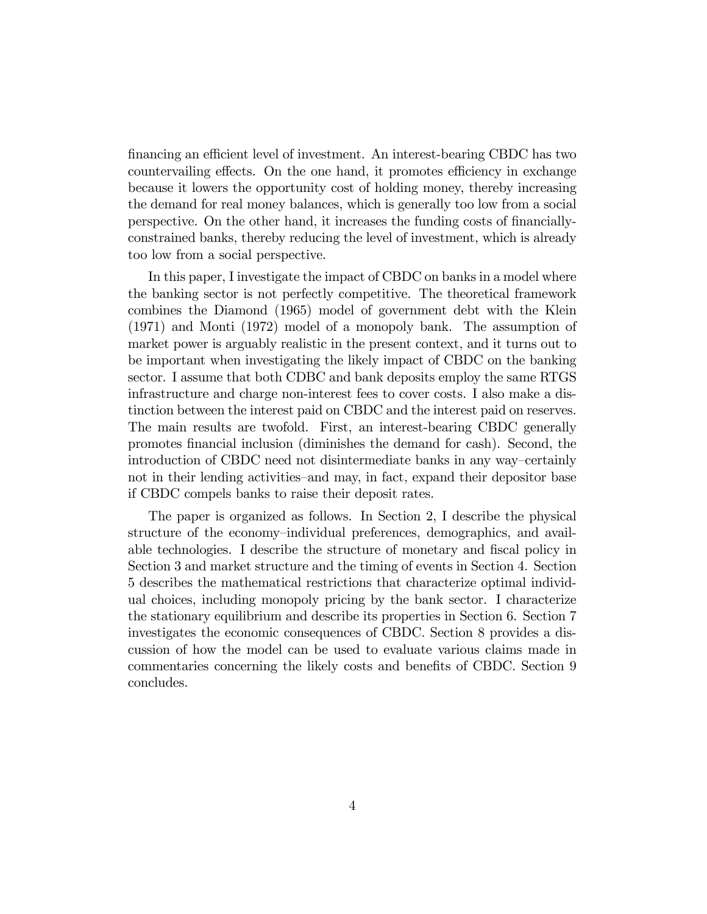financing an efficient level of investment. An interest-bearing CBDC has two countervailing effects. On the one hand, it promotes efficiency in exchange because it lowers the opportunity cost of holding money, thereby increasing the demand for real money balances, which is generally too low from a social perspective. On the other hand, it increases the funding costs of financially-constrained banks, thereby reducing the level of investment, which is already too low from a social perspective.

In this paper, I investigate the impact of CBDC on banks in a model where the banking sector is not perfectly competitive. The theoretical framework combines the Diamond (1965) model of government debt with the Klein (1971) and Monti (1972) model of a monopoly bank. The assumption of market power is arguably realistic in the present context, and it turns out to be important when investigating the likely impact of CBDC on the banking sector. I assume that both CDBC and bank deposits employ the same RTGS infrastructure and charge non-interest fees to cover costs. I also make a distinction between the interest paid on CBDC and the interest paid on reserves. The main results are twofold. First, an interest-bearing CBDC generally promotes financial inclusion (diminishes the demand for cash). Second, the introduction of CBDC need not disintermediate banks in any way–certainly not in their lending activities–and may, in fact, expand their depositor base if CBDC compels banks to raise their deposit rates.

The paper is organized as follows. In Section 2, I describe the physical structure of the economy–individual preferences, demographics, and available technologies. I describe the structure of monetary and fiscal policy in Section 3 and market structure and the timing of events in Section 4. Section 5 describes the mathematical restrictions that characterize optimal individual choices, including monopoly pricing by the bank sector. I characterize the stationary equilibrium and describe its properties in Section 6. Section 7 investigates the economic consequences of CBDC. Section 8 provides a discussion of how the model can be used to evaluate various claims made in commentaries concerning the likely costs and benefits of CBDC. Section 9 concludes.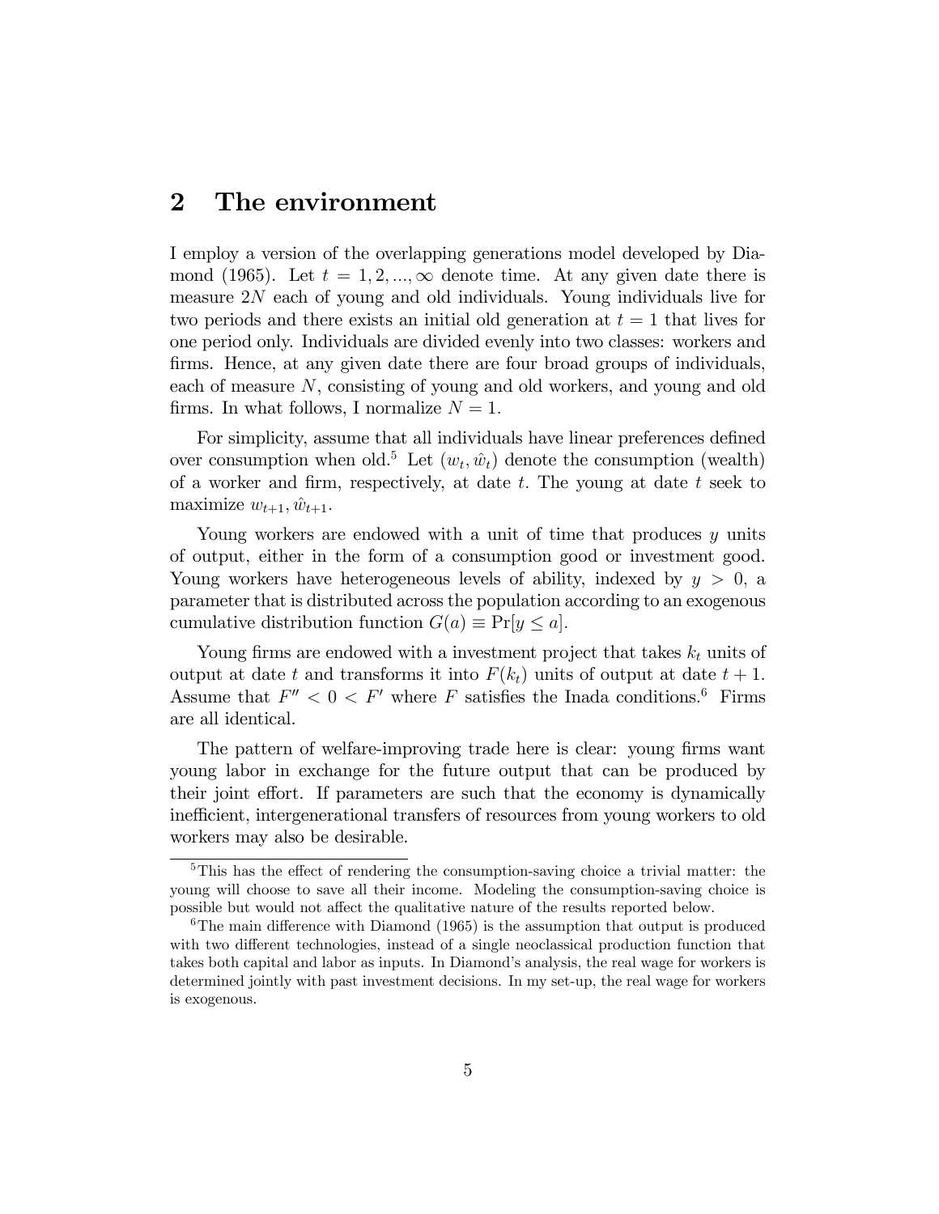## 2 The environment

I employ a version of the overlapping generations model developed by Diamond (1965). Let $t = 1, 2, ..., \infty$ denote time. At any given date there is measure $2N$ each of young and old individuals. Young individuals live for two periods and there exists an initial old generation at $t = 1$ that lives for one period only. Individuals are divided evenly into two classes: workers and firms. Hence, at any given date there are four broad groups of individuals, each of measure $N$, consisting of young and old workers, and young and old firms. In what follows, I normalize $N = 1$.

For simplicity, assume that all individuals have linear preferences defined over consumption when old.[5] Let $(w_t, \hat{w}_t)$ denote the consumption (wealth) of a worker and firm, respectively, at date $t$. The young at date $t$ seek to maximize $w_{t+1}, \hat{w}_{t+1}$.

Young workers are endowed with a unit of time that produces $y$ units of output, either in the form of a consumption good or investment good. Young workers have heterogeneous levels of ability, indexed by $y > 0$, a parameter that is distributed across the population according to an exogenous cumulative distribution function $G(a) \equiv \Pr[y \leq a]$.

Young firms are endowed with a investment project that takes $k_t$ units of output at date $t$ and transforms it into $F(k_t)$ units of output at date $t+1$. Assume that $F'' < 0 < F'$ where $F$ satisfies the Inada conditions.[6] Firms are all identical.

The pattern of welfare-improving trade here is clear: young firms want young labor in exchange for the future output that can be produced by their joint effort. If parameters are such that the economy is dynamically inefficient, intergenerational transfers of resources from young workers to old workers may also be desirable.

---

[5] This has the effect of rendering the consumption-saving choice a trivial matter: the young will choose to save all their income. Modeling the consumption-saving choice is possible but would not affect the qualitative nature of the results reported below.

[6] The main difference with Diamond (1965) is the assumption that output is produced with two different technologies, instead of a single neoclassical production function that takes both capital and labor as inputs. In Diamond's analysis, the real wage for workers is determined jointly with past investment decisions. In my set-up, the real wage for workers is exogenous.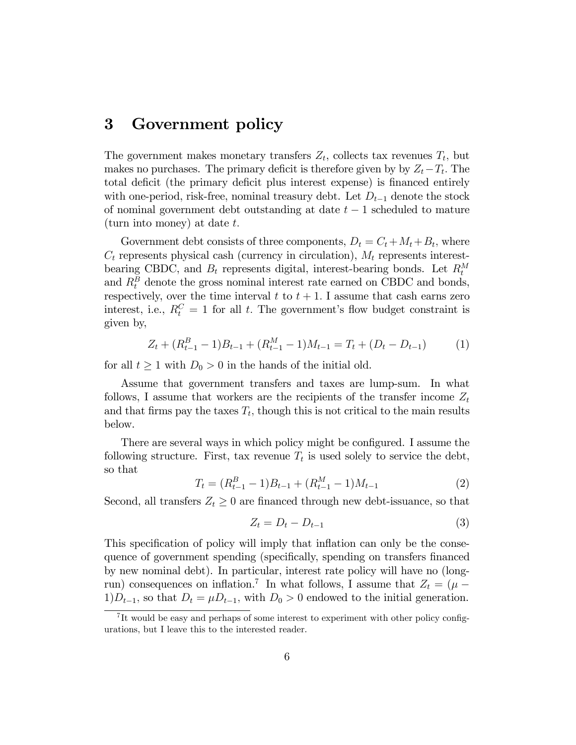# 3 Government policy

The government makes monetary transfers $Z_t$, collects tax revenues $T_t$, but makes no purchases. The primary deficit is therefore given by by $Z_t - T_t$. The total deficit (the primary deficit plus interest expense) is financed entirely with one-period, risk-free, nominal treasury debt. Let $D_{t-1}$ denote the stock of nominal government debt outstanding at date $t-1$ scheduled to mature (turn into money) at date $t$.

Government debt consists of three components, $D_t = C_t + M_t + B_t$, where $C_t$ represents physical cash (currency in circulation), $M_t$ represents interest-bearing CBDC, and $B_t$ represents digital, interest-bearing bonds. Let $R_t^M$ and $R_t^B$ denote the gross nominal interest rate earned on CBDC and bonds, respectively, over the time interval $t$ to $t+1$. I assume that cash earns zero interest, i.e., $R_t^C = 1$ for all $t$. The government's flow budget constraint is given by,

$$Z_t + (R_{t-1}^B - 1)B_{t-1} + (R_{t-1}^M - 1)M_{t-1} = T_t + (D_t - D_{t-1}) \tag{1}$$

for all $t \geq 1$ with $D_0 > 0$ in the hands of the initial old.

Assume that government transfers and taxes are lump-sum. In what follows, I assume that workers are the recipients of the transfer income $Z_t$ and that firms pay the taxes $T_t$, though this is not critical to the main results below.

There are several ways in which policy might be configured. I assume the following structure. First, tax revenue $T_t$ is used solely to service the debt, so that

$$T_t = (R_{t-1}^B - 1)B_{t-1} + (R_{t-1}^M - 1)M_{t-1} \tag{2}$$

Second, all transfers $Z_t \geq 0$ are financed through new debt-issuance, so that

$$Z_t = D_t - D_{t-1} \tag{3}$$

This specification of policy will imply that inflation can only be the consequence of government spending (specifically, spending on transfers financed by new nominal debt). In particular, interest rate policy will have no (long-run) consequences on inflation.[7] In what follows, I assume that $Z_t = (\mu - 1)D_{t-1}$, so that $D_t = \mu D_{t-1}$, with $D_0 > 0$ endowed to the initial generation.

[7] It would be easy and perhaps of some interest to experiment with other policy configurations, but I leave this to the interested reader.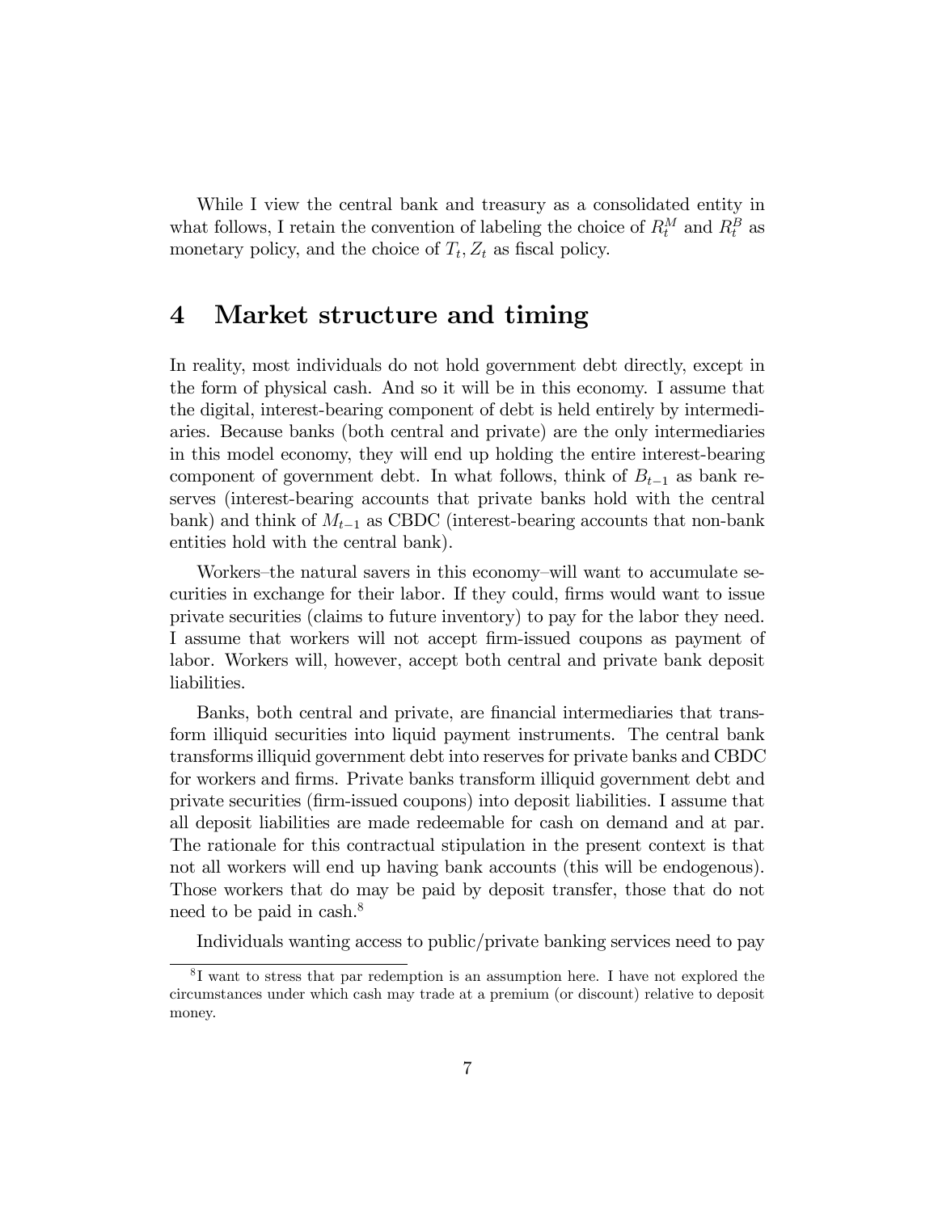While I view the central bank and treasury as a consolidated entity in what follows, I retain the convention of labeling the choice of $R_t^M$ and $R_t^B$ as monetary policy, and the choice of $T_t, Z_t$ as fiscal policy.

# 4 Market structure and timing

In reality, most individuals do not hold government debt directly, except in the form of physical cash. And so it will be in this economy. I assume that the digital, interest-bearing component of debt is held entirely by intermediaries. Because banks (both central and private) are the only intermediaries in this model economy, they will end up holding the entire interest-bearing component of government debt. In what follows, think of $B_{t-1}$ as bank reserves (interest-bearing accounts that private banks hold with the central bank) and think of $M_{t-1}$ as CBDC (interest-bearing accounts that non-bank entities hold with the central bank).

Workers–the natural savers in this economy–will want to accumulate securities in exchange for their labor. If they could, firms would want to issue private securities (claims to future inventory) to pay for the labor they need. I assume that workers will not accept firm-issued coupons as payment of labor. Workers will, however, accept both central and private bank deposit liabilities.

Banks, both central and private, are financial intermediaries that transform illiquid securities into liquid payment instruments. The central bank transforms illiquid government debt into reserves for private banks and CBDC for workers and firms. Private banks transform illiquid government debt and private securities (firm-issued coupons) into deposit liabilities. I assume that all deposit liabilities are made redeemable for cash on demand and at par. The rationale for this contractual stipulation in the present context is that not all workers will end up having bank accounts (this will be endogenous). Those workers that do may be paid by deposit transfer, those that do not need to be paid in cash.[8]

Individuals wanting access to public/private banking services need to pay

[8] I want to stress that par redemption is an assumption here. I have not explored the circumstances under which cash may trade at a premium (or discount) relative to deposit money.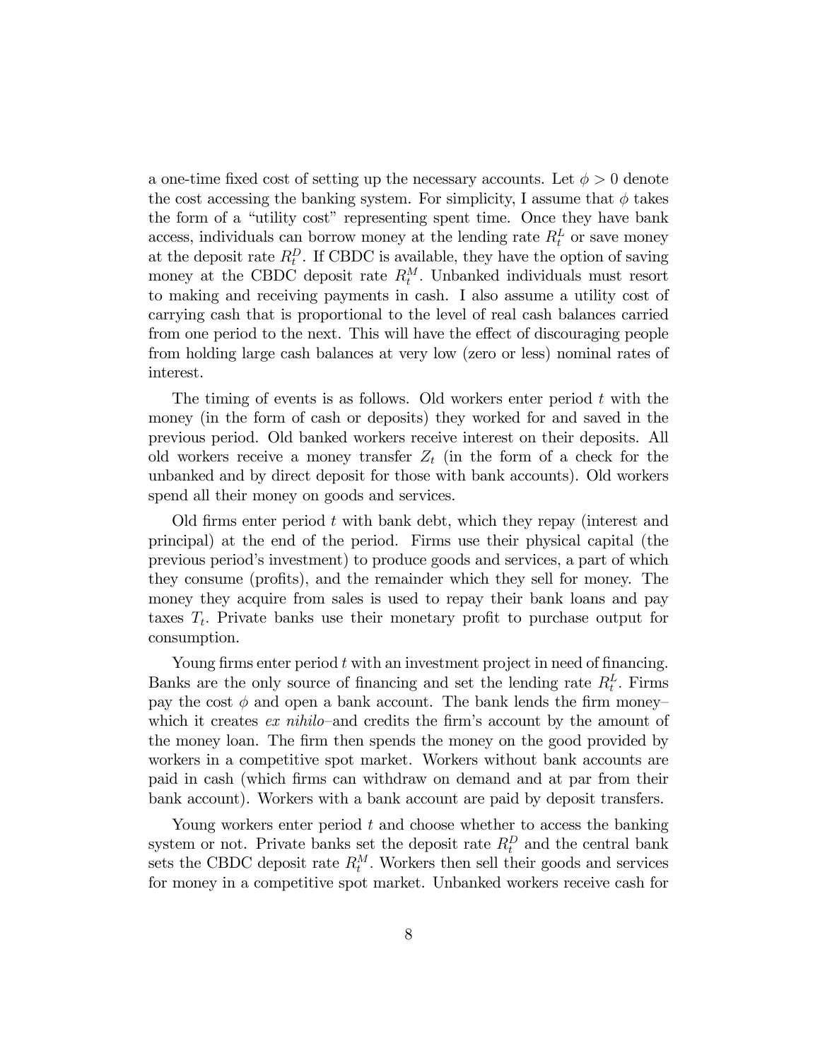a one-time fixed cost of setting up the necessary accounts. Let $\phi > 0$ denote the cost accessing the banking system. For simplicity, I assume that $\phi$ takes the form of a "utility cost" representing spent time. Once they have bank access, individuals can borrow money at the lending rate $R_t^L$ or save money at the deposit rate $R_t^D$. If CBDC is available, they have the option of saving money at the CBDC deposit rate $R_t^M$. Unbanked individuals must resort to making and receiving payments in cash. I also assume a utility cost of carrying cash that is proportional to the level of real cash balances carried from one period to the next. This will have the effect of discouraging people from holding large cash balances at very low (zero or less) nominal rates of interest.

The timing of events is as follows. Old workers enter period $t$ with the money (in the form of cash or deposits) they worked for and saved in the previous period. Old banked workers receive interest on their deposits. All old workers receive a money transfer $Z_t$ (in the form of a check for the unbanked and by direct deposit for those with bank accounts). Old workers spend all their money on goods and services.

Old firms enter period $t$ with bank debt, which they repay (interest and principal) at the end of the period. Firms use their physical capital (the previous period's investment) to produce goods and services, a part of which they consume (profits), and the remainder which they sell for money. The money they acquire from sales is used to repay their bank loans and pay taxes $T_t$. Private banks use their monetary profit to purchase output for consumption.

Young firms enter period $t$ with an investment project in need of financing. Banks are the only source of financing and set the lending rate $R_t^L$. Firms pay the cost $\phi$ and open a bank account. The bank lends the firm money–which it creates *ex nihilo*–and credits the firm's account by the amount of the money loan. The firm then spends the money on the good provided by workers in a competitive spot market. Workers without bank accounts are paid in cash (which firms can withdraw on demand and at par from their bank account). Workers with a bank account are paid by deposit transfers.

Young workers enter period $t$ and choose whether to access the banking system or not. Private banks set the deposit rate $R_t^D$ and the central bank sets the CBDC deposit rate $R_t^M$. Workers then sell their goods and services for money in a competitive spot market. Unbanked workers receive cash for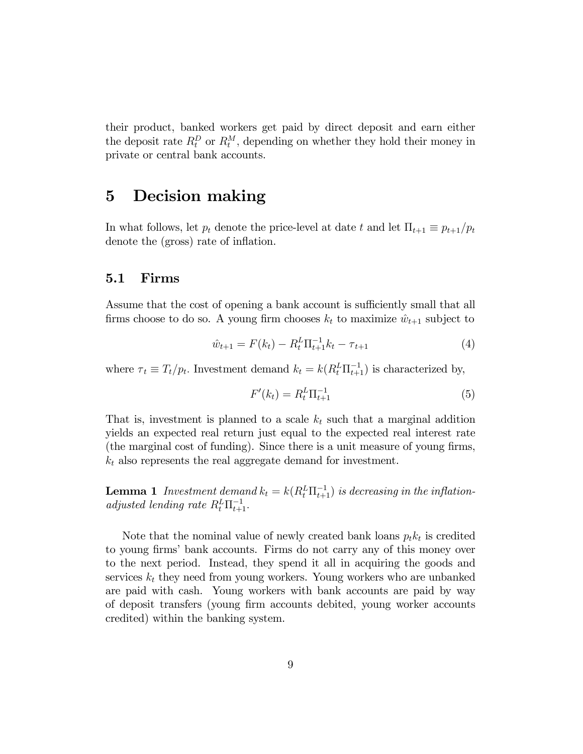their product, banked workers get paid by direct deposit and earn either the deposit rate $R_t^D$ or $R_t^M$, depending on whether they hold their money in private or central bank accounts.

# 5 Decision making

In what follows, let $p_t$ denote the price-level at date $t$ and let $\Pi_{t+1} \equiv p_{t+1}/p_t$ denote the (gross) rate of inflation.

## 5.1 Firms

Assume that the cost of opening a bank account is sufficiently small that all firms choose to do so. A young firm chooses $k_t$ to maximize $\hat{w}_{t+1}$ subject to

$$\hat{w}_{t+1} = F(k_t) - R_t^L \Pi_{t+1}^{-1} k_t - \tau_{t+1} \tag{4}$$

where $\tau_t \equiv T_t/p_t$. Investment demand $k_t = k(R_t^L \Pi_{t+1}^{-1})$ is characterized by,

$$F'(k_t) = R_t^L \Pi_{t+1}^{-1} \tag{5}$$

That is, investment is planned to a scale $k_t$ such that a marginal addition yields an expected real return just equal to the expected real interest rate (the marginal cost of funding). Since there is a unit measure of young firms, $k_t$ also represents the real aggregate demand for investment.

**Lemma 1** *Investment demand $k_t = k(R_t^L \Pi_{t+1}^{-1})$ is decreasing in the inflation-adjusted lending rate $R_t^L \Pi_{t+1}^{-1}$.*

Note that the nominal value of newly created bank loans $p_t k_t$ is credited to young firms' bank accounts. Firms do not carry any of this money over to the next period. Instead, they spend it all in acquiring the goods and services $k_t$ they need from young workers. Young workers who are unbanked are paid with cash. Young workers with bank accounts are paid by way of deposit transfers (young firm accounts debited, young worker accounts credited) within the banking system.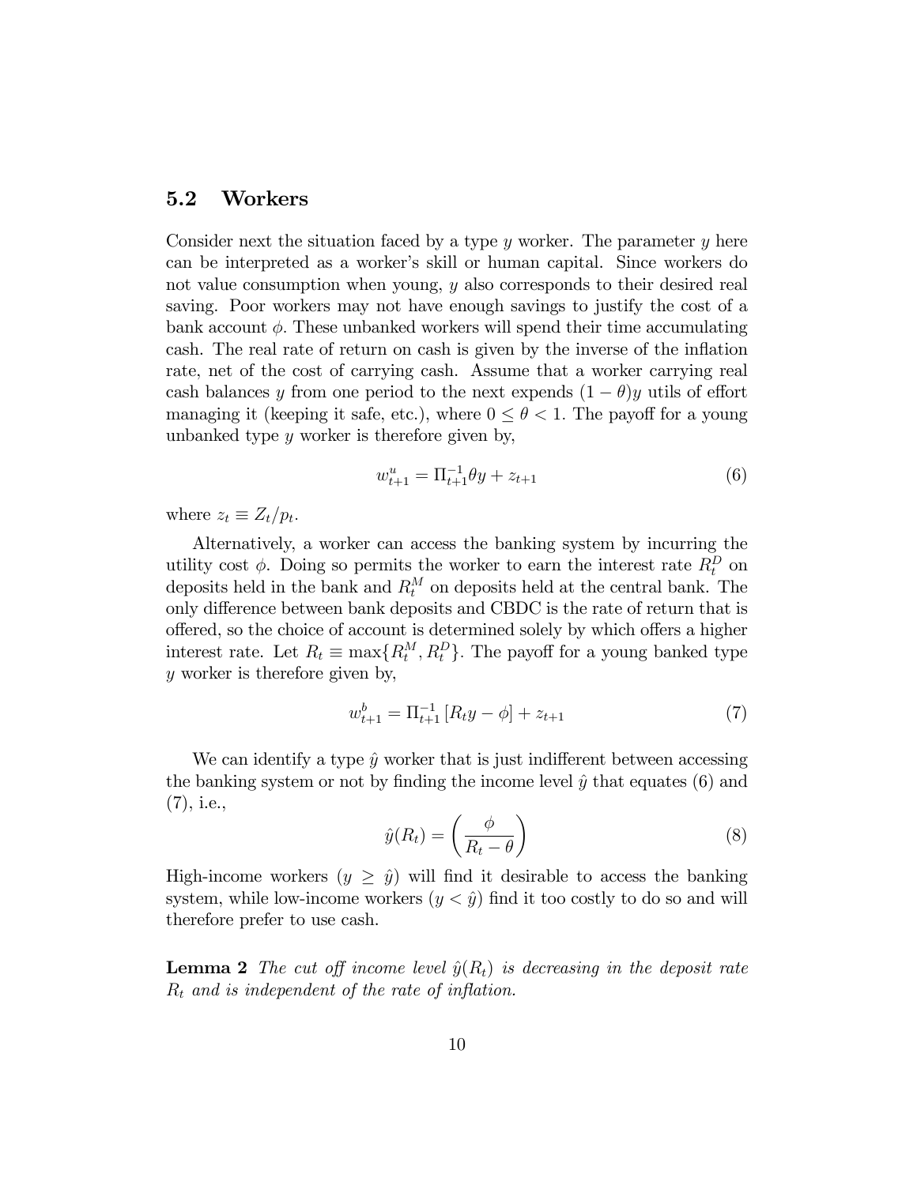## 5.2 Workers

Consider next the situation faced by a type $y$ worker. The parameter $y$ here can be interpreted as a worker's skill or human capital. Since workers do not value consumption when young, $y$ also corresponds to their desired real saving. Poor workers may not have enough savings to justify the cost of a bank account $\phi$. These unbanked workers will spend their time accumulating cash. The real rate of return on cash is given by the inverse of the inflation rate, net of the cost of carrying cash. Assume that a worker carrying real cash balances $y$ from one period to the next expends $(1-\theta)y$ utils of effort managing it (keeping it safe, etc.), where $0 \leq \theta < 1$. The payoff for a young unbanked type $y$ worker is therefore given by,

$$w^u_{t+1} = \Pi^{-1}_{t+1}\theta y + z_{t+1} \tag{6}$$

where $z_t \equiv Z_t/p_t$.

Alternatively, a worker can access the banking system by incurring the utility cost $\phi$. Doing so permits the worker to earn the interest rate $R^D_t$ on deposits held in the bank and $R^M_t$ on deposits held at the central bank. The only difference between bank deposits and CBDC is the rate of return that is offered, so the choice of account is determined solely by which offers a higher interest rate. Let $R_t \equiv \max\{R^M_t, R^D_t\}$. The payoff for a young banked type $y$ worker is therefore given by,

$$w^b_{t+1} = \Pi^{-1}_{t+1}\left[R_t y - \phi\right] + z_{t+1} \tag{7}$$

We can identify a type $\hat{y}$ worker that is just indifferent between accessing the banking system or not by finding the income level $\hat{y}$ that equates (6) and (7), i.e.,

$$\hat{y}(R_t) = \left(\frac{\phi}{R_t - \theta}\right) \tag{8}$$

High-income workers ($y \geq \hat{y}$) will find it desirable to access the banking system, while low-income workers ($y < \hat{y}$) find it too costly to do so and will therefore prefer to use cash.

**Lemma 2** *The cut off income level $\hat{y}(R_t)$ is decreasing in the deposit rate $R_t$ and is independent of the rate of inflation.*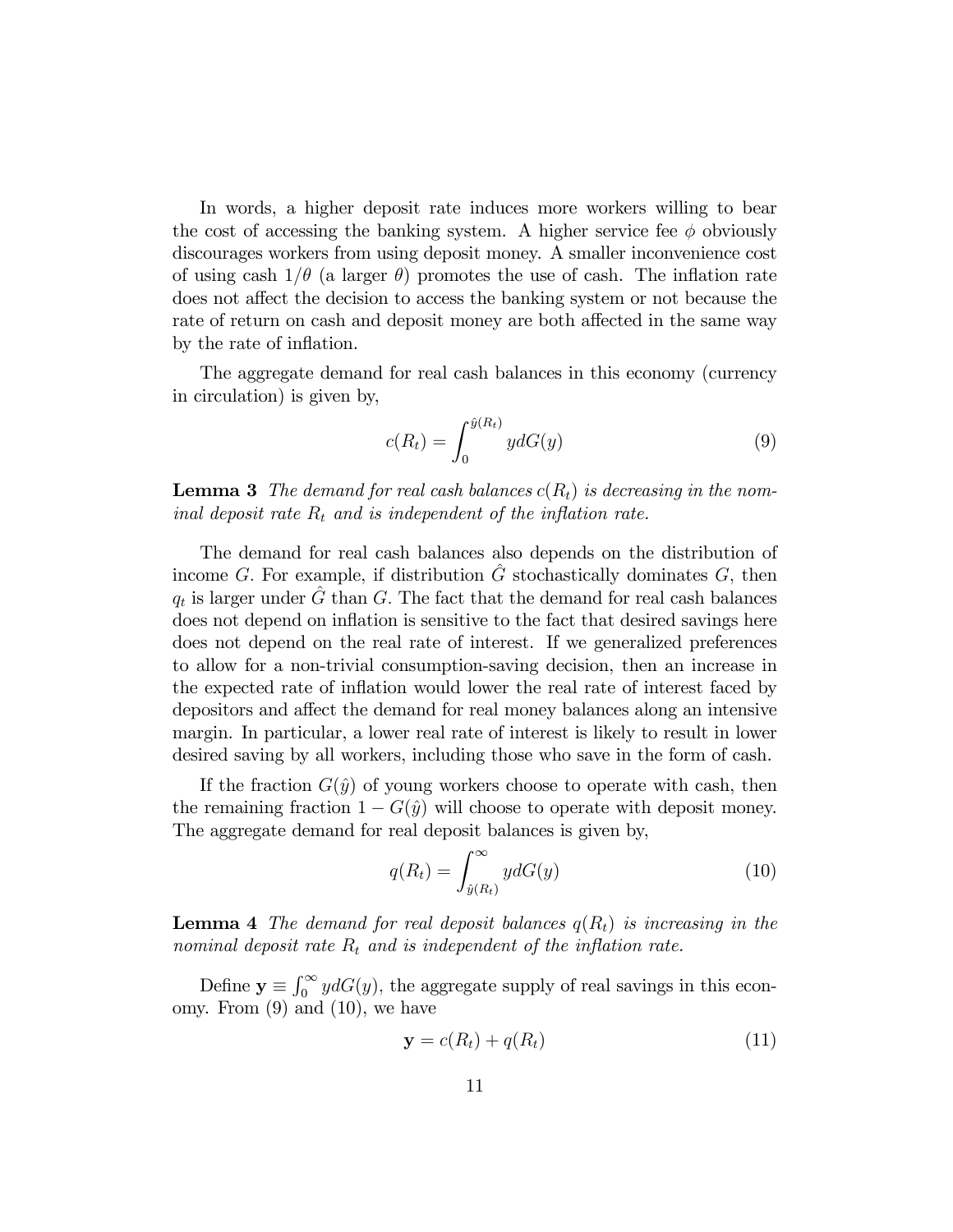In words, a higher deposit rate induces more workers willing to bear the cost of accessing the banking system. A higher service fee $\phi$ obviously discourages workers from using deposit money. A smaller inconvenience cost of using cash $1/\theta$ (a larger $\theta$) promotes the use of cash. The inflation rate does not affect the decision to access the banking system or not because the rate of return on cash and deposit money are both affected in the same way by the rate of inflation.

The aggregate demand for real cash balances in this economy (currency in circulation) is given by,

$$c(R_t) = \int_0^{\hat{y}(R_t)} y dG(y) \tag{9}$$

**Lemma 3** *The demand for real cash balances $c(R_t)$ is decreasing in the nominal deposit rate $R_t$ and is independent of the inflation rate.*

The demand for real cash balances also depends on the distribution of income $G$. For example, if distribution $\hat{G}$ stochastically dominates $G$, then $q_t$ is larger under $\hat{G}$ than $G$. The fact that the demand for real cash balances does not depend on inflation is sensitive to the fact that desired savings here does not depend on the real rate of interest. If we generalized preferences to allow for a non-trivial consumption-saving decision, then an increase in the expected rate of inflation would lower the real rate of interest faced by depositors and affect the demand for real money balances along an intensive margin. In particular, a lower real rate of interest is likely to result in lower desired saving by all workers, including those who save in the form of cash.

If the fraction $G(\hat{y})$ of young workers choose to operate with cash, then the remaining fraction $1 - G(\hat{y})$ will choose to operate with deposit money. The aggregate demand for real deposit balances is given by,

$$q(R_t) = \int_{\hat{y}(R_t)}^{\infty} y dG(y) \tag{10}$$

**Lemma 4** *The demand for real deposit balances $q(R_t)$ is increasing in the nominal deposit rate $R_t$ and is independent of the inflation rate.*

Define $\mathbf{y} \equiv \int_0^{\infty} y dG(y)$, the aggregate supply of real savings in this economy. From (9) and (10), we have

$$\mathbf{y} = c(R_t) + q(R_t) \tag{11}$$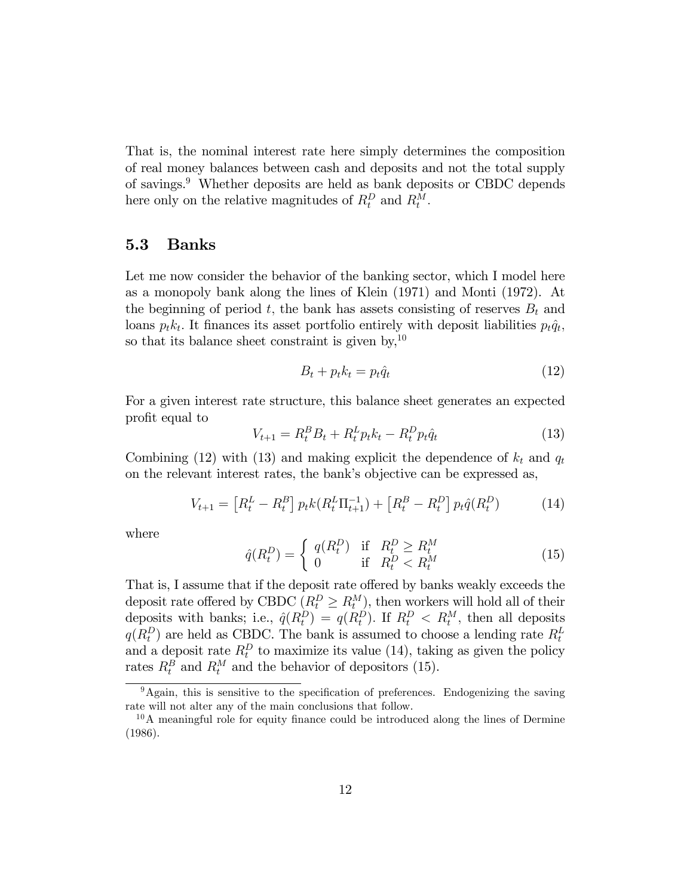That is, the nominal interest rate here simply determines the composition of real money balances between cash and deposits and not the total supply of savings.[9] Whether deposits are held as bank deposits or CBDC depends here only on the relative magnitudes of $R_t^D$ and $R_t^M$.

## 5.3 Banks

Let me now consider the behavior of the banking sector, which I model here as a monopoly bank along the lines of Klein (1971) and Monti (1972). At the beginning of period $t$, the bank has assets consisting of reserves $B_t$ and loans $p_t k_t$. It finances its asset portfolio entirely with deposit liabilities $p_t \hat{q}_t$, so that its balance sheet constraint is given by,[10]

$$B_t + p_t k_t = p_t \hat{q}_t \tag{12}$$

For a given interest rate structure, this balance sheet generates an expected profit equal to

$$V_{t+1} = R_t^B B_t + R_t^L p_t k_t - R_t^D p_t \hat{q}_t \tag{13}$$

Combining (12) with (13) and making explicit the dependence of $k_t$ and $q_t$ on the relevant interest rates, the bank's objective can be expressed as,

$$V_{t+1} = \left[R_t^L - R_t^B\right] p_t k(R_t^L \Pi_{t+1}^{-1}) + \left[R_t^B - R_t^D\right] p_t \hat{q}(R_t^D) \tag{14}$$

where

$$\hat{q}(R_t^D) = \begin{cases} q(R_t^D) & \text{if} \quad R_t^D \geq R_t^M \\ 0 & \text{if} \quad R_t^D < R_t^M \end{cases} \tag{15}$$

That is, I assume that if the deposit rate offered by banks weakly exceeds the deposit rate offered by CBDC ($R_t^D \geq R_t^M$), then workers will hold all of their deposits with banks; i.e., $\hat{q}(R_t^D) = q(R_t^D)$. If $R_t^D < R_t^M$, then all deposits $q(R_t^D)$ are held as CBDC. The bank is assumed to choose a lending rate $R_t^L$ and a deposit rate $R_t^D$ to maximize its value (14), taking as given the policy rates $R_t^B$ and $R_t^M$ and the behavior of depositors (15).

[9] Again, this is sensitive to the specification of preferences. Endogenizing the saving rate will not alter any of the main conclusions that follow.

[10] A meaningful role for equity finance could be introduced along the lines of Dermine (1986).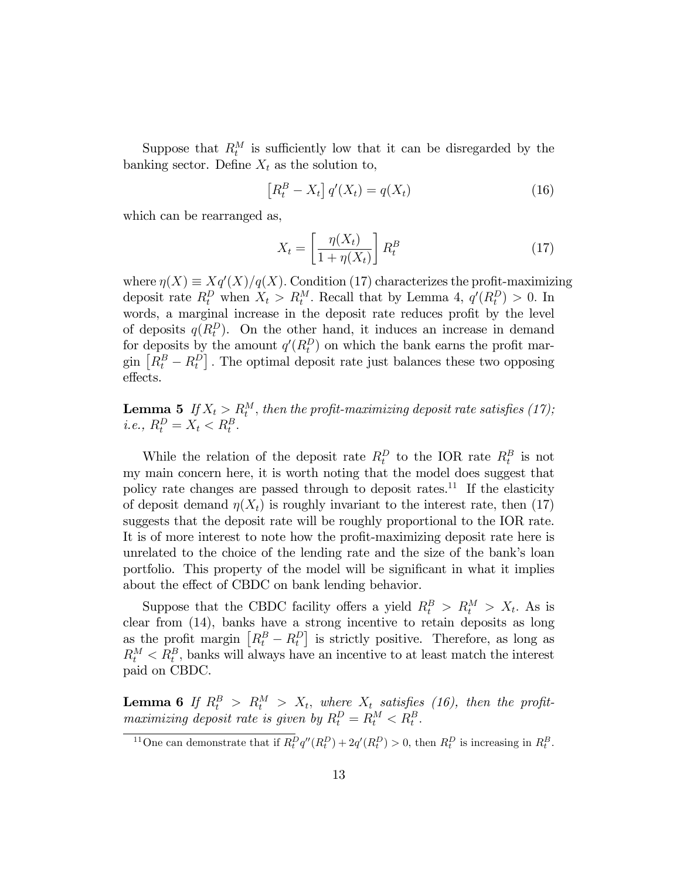Suppose that $R_t^M$ is sufficiently low that it can be disregarded by the banking sector. Define $X_t$ as the solution to,

$$\left[R_t^B - X_t\right] q'(X_t) = q(X_t) \tag{16}$$

which can be rearranged as,

$$X_t = \left[\frac{\eta(X_t)}{1+\eta(X_t)}\right] R_t^B \tag{17}$$

where $\eta(X) \equiv Xq'(X)/q(X)$. Condition (17) characterizes the profit-maximizing deposit rate $R_t^D$ when $X_t > R_t^M$. Recall that by Lemma 4, $q'(R_t^D) > 0$. In words, a marginal increase in the deposit rate reduces profit by the level of deposits $q(R_t^D)$. On the other hand, it induces an increase in demand for deposits by the amount $q'(R_t^D)$ on which the bank earns the profit margin $\left[R_t^B - R_t^D\right]$. The optimal deposit rate just balances these two opposing effects.

**Lemma 5** *If $X_t > R_t^M$, then the profit-maximizing deposit rate satisfies (17); i.e., $R_t^D = X_t < R_t^B$.*

While the relation of the deposit rate $R_t^D$ to the IOR rate $R_t^B$ is not my main concern here, it is worth noting that the model does suggest that policy rate changes are passed through to deposit rates.[11] If the elasticity of deposit demand $\eta(X_t)$ is roughly invariant to the interest rate, then (17) suggests that the deposit rate will be roughly proportional to the IOR rate. It is of more interest to note how the profit-maximizing deposit rate here is unrelated to the choice of the lending rate and the size of the bank's loan portfolio. This property of the model will be significant in what it implies about the effect of CBDC on bank lending behavior.

Suppose that the CBDC facility offers a yield $R_t^B > R_t^M > X_t$. As is clear from (14), banks have a strong incentive to retain deposits as long as the profit margin $\left[R_t^B - R_t^D\right]$ is strictly positive. Therefore, as long as $R_t^M < R_t^B$, banks will always have an incentive to at least match the interest paid on CBDC.

**Lemma 6** *If $R_t^B > R_t^M > X_t$, where $X_t$ satisfies (16), then the profit-maximizing deposit rate is given by $R_t^D = R_t^M < R_t^B$.*

[11] One can demonstrate that if $R_t^D q''(R_t^D) + 2q'(R_t^D) > 0$, then $R_t^D$ is increasing in $R_t^B$.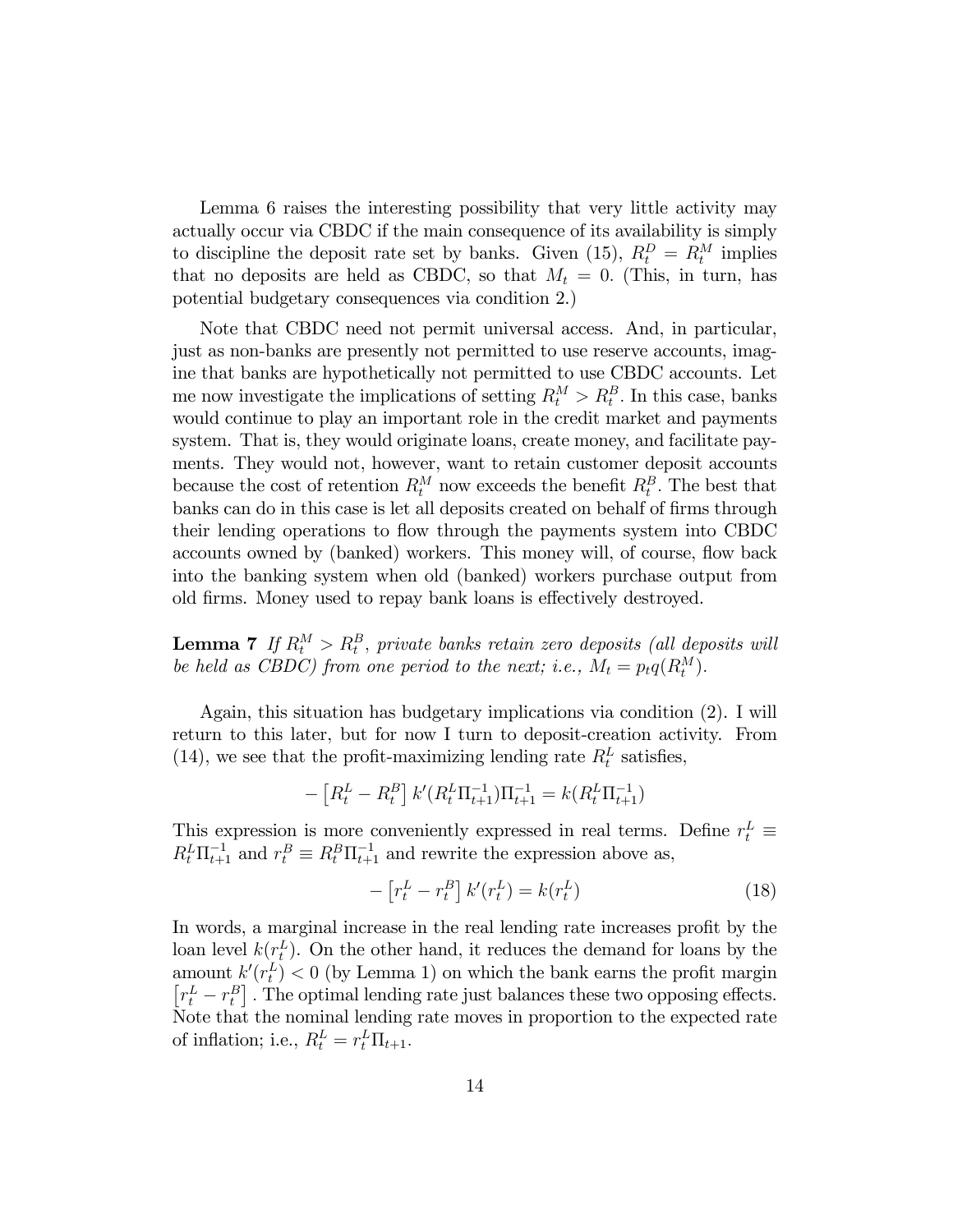Lemma 6 raises the interesting possibility that very little activity may actually occur via CBDC if the main consequence of its availability is simply to discipline the deposit rate set by banks. Given (15), $R_t^D = R_t^M$ implies that no deposits are held as CBDC, so that $M_t = 0$. (This, in turn, has potential budgetary consequences via condition 2.)

Note that CBDC need not permit universal access. And, in particular, just as non-banks are presently not permitted to use reserve accounts, imagine that banks are hypothetically not permitted to use CBDC accounts. Let me now investigate the implications of setting $R_t^M > R_t^B$. In this case, banks would continue to play an important role in the credit market and payments system. That is, they would originate loans, create money, and facilitate payments. They would not, however, want to retain customer deposit accounts because the cost of retention $R_t^M$ now exceeds the benefit $R_t^B$. The best that banks can do in this case is let all deposits created on behalf of firms through their lending operations to flow through the payments system into CBDC accounts owned by (banked) workers. This money will, of course, flow back into the banking system when old (banked) workers purchase output from old firms. Money used to repay bank loans is effectively destroyed.

**Lemma 7** *If $R_t^M > R_t^B$, private banks retain zero deposits (all deposits will be held as CBDC) from one period to the next; i.e., $M_t = p_t q(R_t^M)$.*

Again, this situation has budgetary implications via condition (2). I will return to this later, but for now I turn to deposit-creation activity. From (14), we see that the profit-maximizing lending rate $R_t^L$ satisfies,

$$- \left[ R_t^L - R_t^B \right] k'(R_t^L \Pi_{t+1}^{-1}) \Pi_{t+1}^{-1} = k(R_t^L \Pi_{t+1}^{-1})$$

This expression is more conveniently expressed in real terms. Define $r_t^L \equiv R_t^L \Pi_{t+1}^{-1}$ and $r_t^B \equiv R_t^B \Pi_{t+1}^{-1}$ and rewrite the expression above as,

$$- \left[ r_t^L - r_t^B \right] k'(r_t^L) = k(r_t^L) \tag{18}$$

In words, a marginal increase in the real lending rate increases profit by the loan level $k(r_t^L)$. On the other hand, it reduces the demand for loans by the amount $k'(r_t^L) < 0$ (by Lemma 1) on which the bank earns the profit margin $\left[ r_t^L - r_t^B \right]$. The optimal lending rate just balances these two opposing effects. Note that the nominal lending rate moves in proportion to the expected rate of inflation; i.e., $R_t^L = r_t^L \Pi_{t+1}$.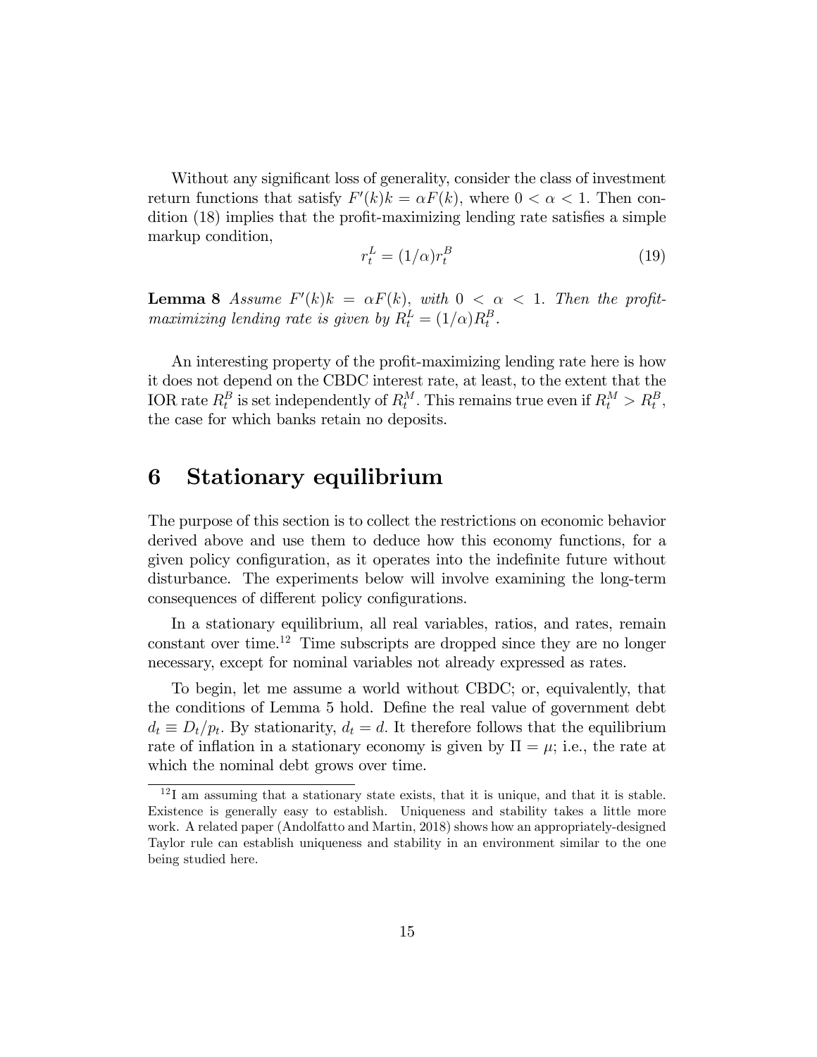Without any significant loss of generality, consider the class of investment return functions that satisfy $F'(k)k = \alpha F(k)$, where $0 < \alpha < 1$. Then condition (18) implies that the profit-maximizing lending rate satisfies a simple markup condition,

$$r_t^L = (1/\alpha) r_t^B \tag{19}$$

**Lemma 8** *Assume $F'(k)k = \alpha F(k)$, with $0 < \alpha < 1$. Then the profit-maximizing lending rate is given by $R_t^L = (1/\alpha)R_t^B$.*

An interesting property of the profit-maximizing lending rate here is how it does not depend on the CBDC interest rate, at least, to the extent that the IOR rate $R_t^B$ is set independently of $R_t^M$. This remains true even if $R_t^M > R_t^B$, the case for which banks retain no deposits.

# 6 Stationary equilibrium

The purpose of this section is to collect the restrictions on economic behavior derived above and use them to deduce how this economy functions, for a given policy configuration, as it operates into the indefinite future without disturbance. The experiments below will involve examining the long-term consequences of different policy configurations.

In a stationary equilibrium, all real variables, ratios, and rates, remain constant over time.[12] Time subscripts are dropped since they are no longer necessary, except for nominal variables not already expressed as rates.

To begin, let me assume a world without CBDC; or, equivalently, that the conditions of Lemma 5 hold. Define the real value of government debt $d_t \equiv D_t/p_t$. By stationarity, $d_t = d$. It therefore follows that the equilibrium rate of inflation in a stationary economy is given by $\Pi = \mu$; i.e., the rate at which the nominal debt grows over time.

[12] I am assuming that a stationary state exists, that it is unique, and that it is stable. Existence is generally easy to establish. Uniqueness and stability takes a little more work. A related paper (Andolfatto and Martin, 2018) shows how an appropriately-designed Taylor rule can establish uniqueness and stability in an environment similar to the one being studied here.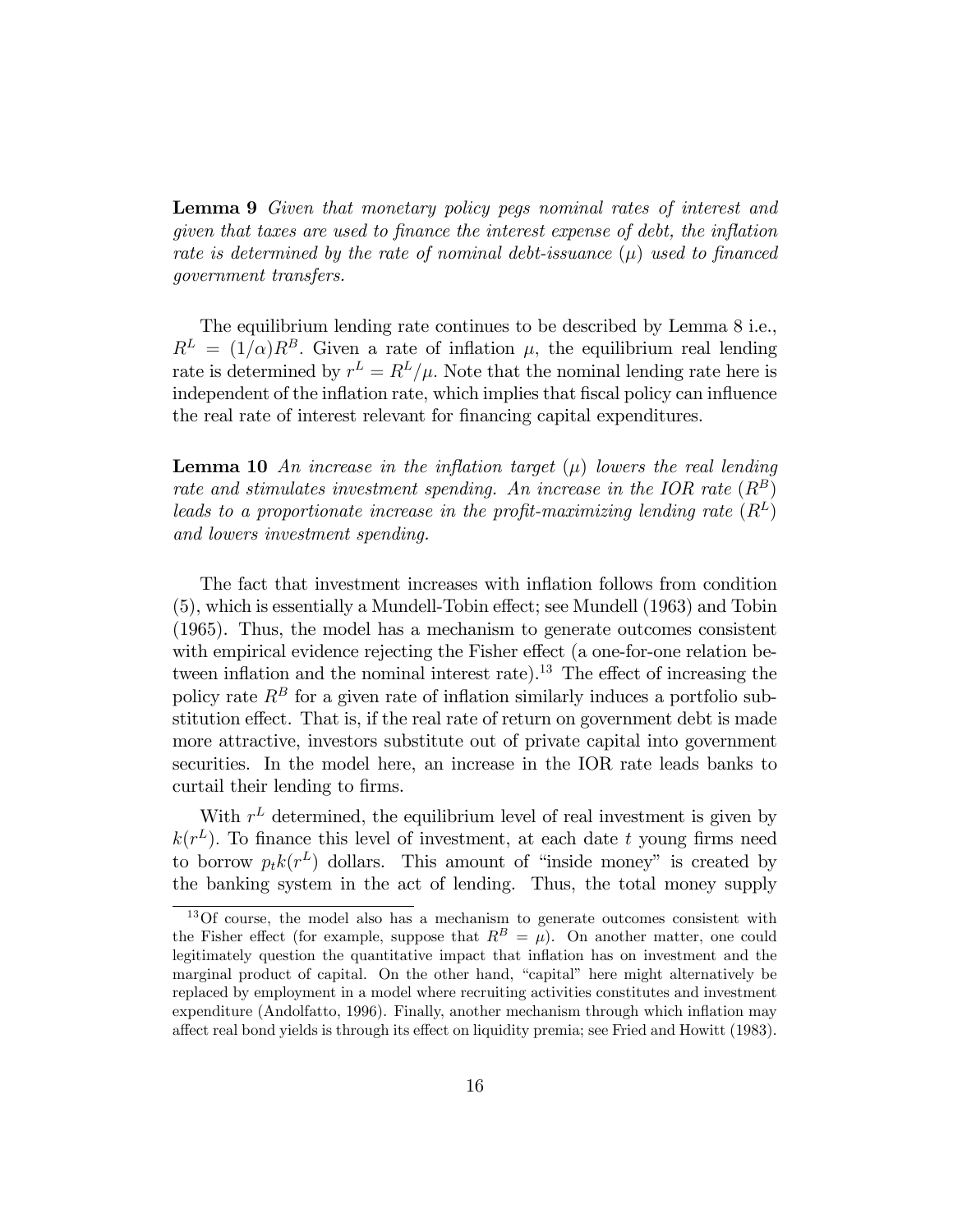**Lemma 9** *Given that monetary policy pegs nominal rates of interest and given that taxes are used to finance the interest expense of debt, the inflation rate is determined by the rate of nominal debt-issuance ($\mu$) used to financed government transfers.*

The equilibrium lending rate continues to be described by Lemma 8 i.e., $R^L = (1/\alpha)R^B$. Given a rate of inflation $\mu$, the equilibrium real lending rate is determined by $r^L = R^L/\mu$. Note that the nominal lending rate here is independent of the inflation rate, which implies that fiscal policy can influence the real rate of interest relevant for financing capital expenditures.

**Lemma 10** *An increase in the inflation target ($\mu$) lowers the real lending rate and stimulates investment spending. An increase in the IOR rate ($R^B$) leads to a proportionate increase in the profit-maximizing lending rate ($R^L$) and lowers investment spending.*

The fact that investment increases with inflation follows from condition (5), which is essentially a Mundell-Tobin effect; see Mundell (1963) and Tobin (1965). Thus, the model has a mechanism to generate outcomes consistent with empirical evidence rejecting the Fisher effect (a one-for-one relation between inflation and the nominal interest rate).[13] The effect of increasing the policy rate $R^B$ for a given rate of inflation similarly induces a portfolio substitution effect. That is, if the real rate of return on government debt is made more attractive, investors substitute out of private capital into government securities. In the model here, an increase in the IOR rate leads banks to curtail their lending to firms.

With $r^L$ determined, the equilibrium level of real investment is given by $k(r^L)$. To finance this level of investment, at each date $t$ young firms need to borrow $p_t k(r^L)$ dollars. This amount of "inside money" is created by the banking system in the act of lending. Thus, the total money supply

[13] Of course, the model also has a mechanism to generate outcomes consistent with the Fisher effect (for example, suppose that $R^B = \mu$). On another matter, one could legitimately question the quantitative impact that inflation has on investment and the marginal product of capital. On the other hand, "capital" here might alternatively be replaced by employment in a model where recruiting activities constitutes and investment expenditure (Andolfatto, 1996). Finally, another mechanism through which inflation may affect real bond yields is through its effect on liquidity premia; see Fried and Howitt (1983).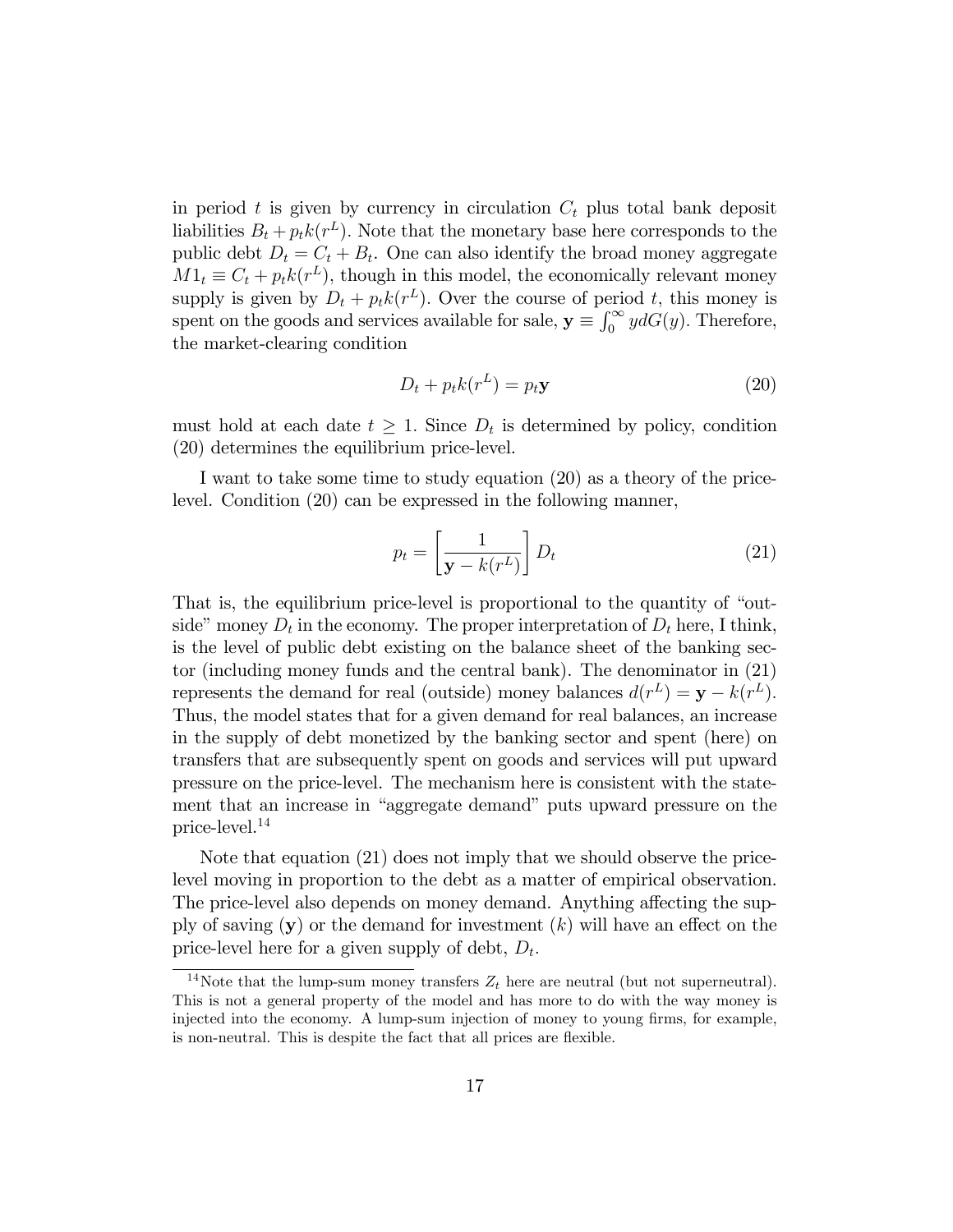in period $t$ is given by currency in circulation $C_t$ plus total bank deposit liabilities $B_t + p_t k(r^L)$. Note that the monetary base here corresponds to the public debt $D_t = C_t + B_t$. One can also identify the broad money aggregate $M1_t \equiv C_t + p_t k(r^L)$, though in this model, the economically relevant money supply is given by $D_t + p_t k(r^L)$. Over the course of period $t$, this money is spent on the goods and services available for sale, $\mathbf{y} \equiv \int_0^\infty y dG(y)$. Therefore, the market-clearing condition

$$D_t + p_t k(r^L) = p_t \mathbf{y} \tag{20}$$

must hold at each date $t \geq 1$. Since $D_t$ is determined by policy, condition (20) determines the equilibrium price-level.

I want to take some time to study equation (20) as a theory of the price-level. Condition (20) can be expressed in the following manner,

$$p_t = \left[ \frac{1}{\mathbf{y} - k(r^L)} \right] D_t \tag{21}$$

That is, the equilibrium price-level is proportional to the quantity of "outside" money $D_t$ in the economy. The proper interpretation of $D_t$ here, I think, is the level of public debt existing on the balance sheet of the banking sector (including money funds and the central bank). The denominator in (21) represents the demand for real (outside) money balances $d(r^L) = \mathbf{y} - k(r^L)$. Thus, the model states that for a given demand for real balances, an increase in the supply of debt monetized by the banking sector and spent (here) on transfers that are subsequently spent on goods and services will put upward pressure on the price-level. The mechanism here is consistent with the statement that an increase in "aggregate demand" puts upward pressure on the price-level.[14]

Note that equation (21) does not imply that we should observe the price-level moving in proportion to the debt as a matter of empirical observation. The price-level also depends on money demand. Anything affecting the supply of saving ($\mathbf{y}$) or the demand for investment ($k$) will have an effect on the price-level here for a given supply of debt, $D_t$.

[14] Note that the lump-sum money transfers $Z_t$ here are neutral (but not superneutral). This is not a general property of the model and has more to do with the way money is injected into the economy. A lump-sum injection of money to young firms, for example, is non-neutral. This is despite the fact that all prices are flexible.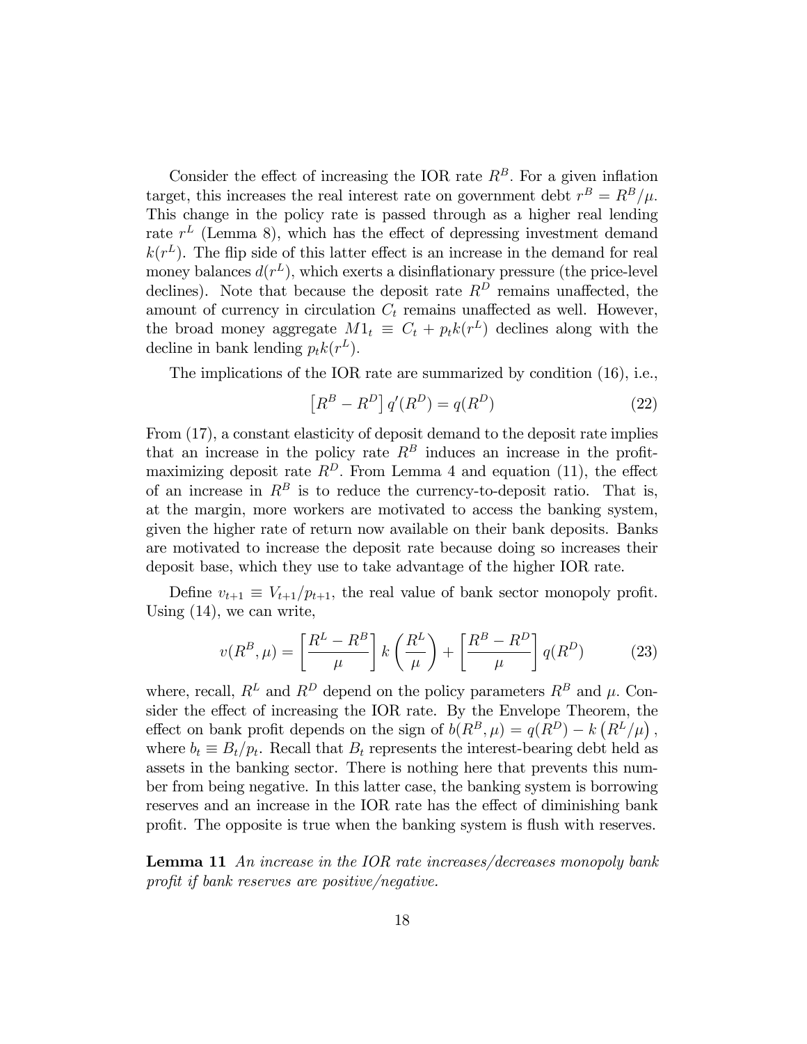Consider the effect of increasing the IOR rate $R^B$. For a given inflation target, this increases the real interest rate on government debt $r^B = R^B/\mu$. This change in the policy rate is passed through as a higher real lending rate $r^L$ (Lemma 8), which has the effect of depressing investment demand $k(r^L)$. The flip side of this latter effect is an increase in the demand for real money balances $d(r^L)$, which exerts a disinflationary pressure (the price-level declines). Note that because the deposit rate $R^D$ remains unaffected, the amount of currency in circulation $C_t$ remains unaffected as well. However, the broad money aggregate $M1_t \equiv C_t + p_t k(r^L)$ declines along with the decline in bank lending $p_t k(r^L)$.

The implications of the IOR rate are summarized by condition (16), i.e.,

$$\left[R^B - R^D\right] q'(R^D) = q(R^D) \tag{22}$$

From (17), a constant elasticity of deposit demand to the deposit rate implies that an increase in the policy rate $R^B$ induces an increase in the profit-maximizing deposit rate $R^D$. From Lemma 4 and equation (11), the effect of an increase in $R^B$ is to reduce the currency-to-deposit ratio. That is, at the margin, more workers are motivated to access the banking system, given the higher rate of return now available on their bank deposits. Banks are motivated to increase the deposit rate because doing so increases their deposit base, which they use to take advantage of the higher IOR rate.

Define $v_{t+1} \equiv V_{t+1}/p_{t+1}$, the real value of bank sector monopoly profit. Using (14), we can write,

$$v(R^B, \mu) = \left[\frac{R^L - R^B}{\mu}\right] k\left(\frac{R^L}{\mu}\right) + \left[\frac{R^B - R^D}{\mu}\right] q(R^D) \tag{23}$$

where, recall, $R^L$ and $R^D$ depend on the policy parameters $R^B$ and $\mu$. Consider the effect of increasing the IOR rate. By the Envelope Theorem, the effect on bank profit depends on the sign of $b(R^B, \mu) = q(R^D) - k\left(R^L/\mu\right)$, where $b_t \equiv B_t/p_t$. Recall that $B_t$ represents the interest-bearing debt held as assets in the banking sector. There is nothing here that prevents this number from being negative. In this latter case, the banking system is borrowing reserves and an increase in the IOR rate has the effect of diminishing bank profit. The opposite is true when the banking system is flush with reserves.

**Lemma 11** *An increase in the IOR rate increases/decreases monopoly bank profit if bank reserves are positive/negative.*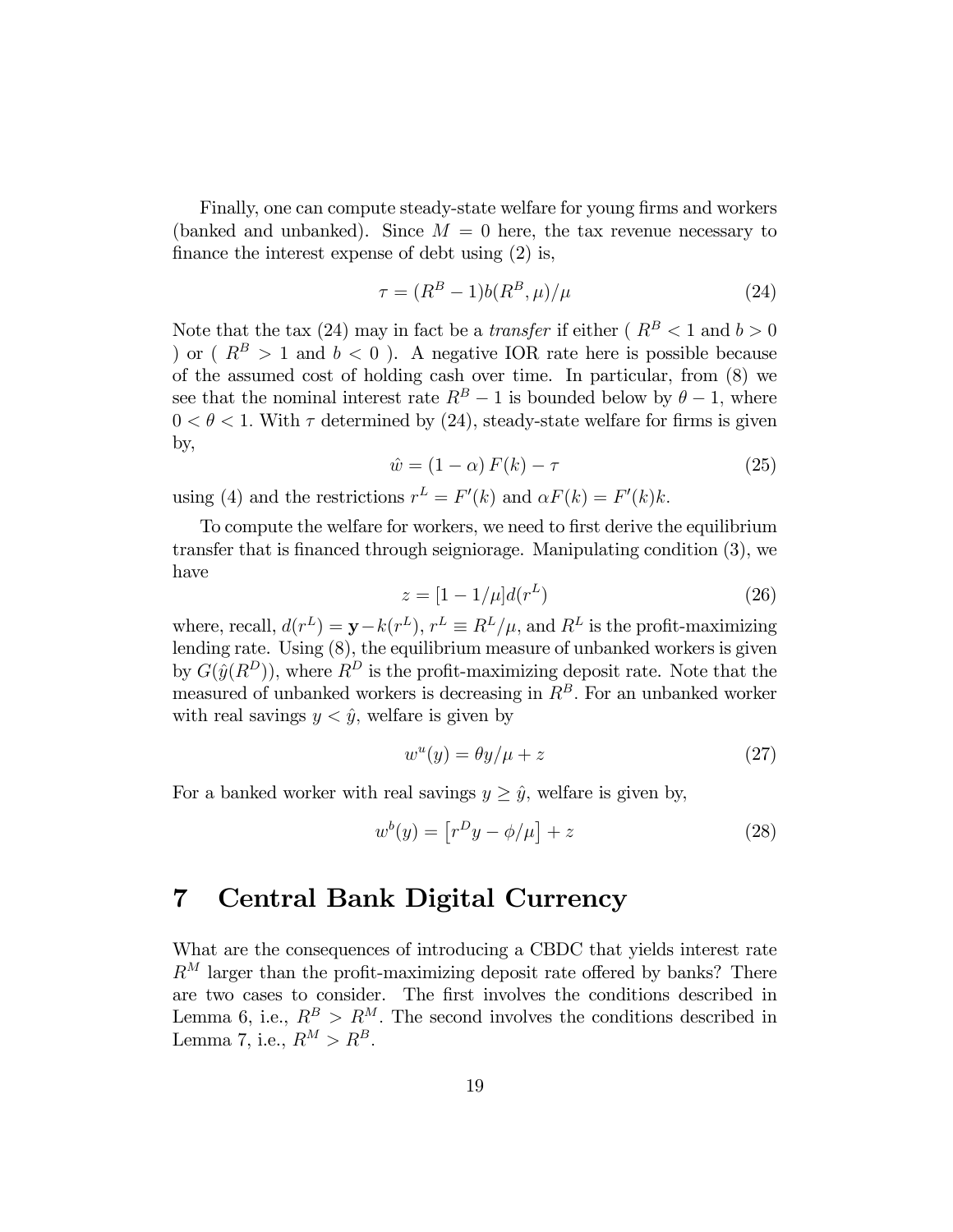Finally, one can compute steady-state welfare for young firms and workers (banked and unbanked). Since $M = 0$ here, the tax revenue necessary to finance the interest expense of debt using (2) is,

$$\tau = (R^B - 1)b(R^B, \mu)/\mu \tag{24}$$

Note that the tax (24) may in fact be a *transfer* if either ( $R^B < 1$ and $b > 0$ ) or ( $R^B > 1$ and $b < 0$ ). A negative IOR rate here is possible because of the assumed cost of holding cash over time. In particular, from (8) we see that the nominal interest rate $R^B - 1$ is bounded below by $\theta - 1$, where $0 < \theta < 1$. With $\tau$ determined by (24), steady-state welfare for firms is given by,

$$\hat{w} = (1 - \alpha) F(k) - \tau \tag{25}$$

using (4) and the restrictions $r^L = F'(k)$ and $\alpha F(k) = F'(k)k$.

To compute the welfare for workers, we need to first derive the equilibrium transfer that is financed through seigniorage. Manipulating condition (3), we have

$$z = [1 - 1/\mu]d(r^L) \tag{26}$$

where, recall, $d(r^L) = \mathbf{y} - k(r^L)$, $r^L \equiv R^L/\mu$, and $R^L$ is the profit-maximizing lending rate. Using (8), the equilibrium measure of unbanked workers is given by $G(\hat{y}(R^D))$, where $R^D$ is the profit-maximizing deposit rate. Note that the measured of unbanked workers is decreasing in $R^B$. For an unbanked worker with real savings $y < \hat{y}$, welfare is given by

$$w^u(y) = \theta y/\mu + z \tag{27}$$

For a banked worker with real savings $y \geq \hat{y}$, welfare is given by,

$$w^b(y) = \left[r^D y - \phi/\mu\right] + z \tag{28}$$

# 7 Central Bank Digital Currency

What are the consequences of introducing a CBDC that yields interest rate $R^M$ larger than the profit-maximizing deposit rate offered by banks? There are two cases to consider. The first involves the conditions described in Lemma 6, i.e., $R^B > R^M$. The second involves the conditions described in Lemma 7, i.e., $R^M > R^B$.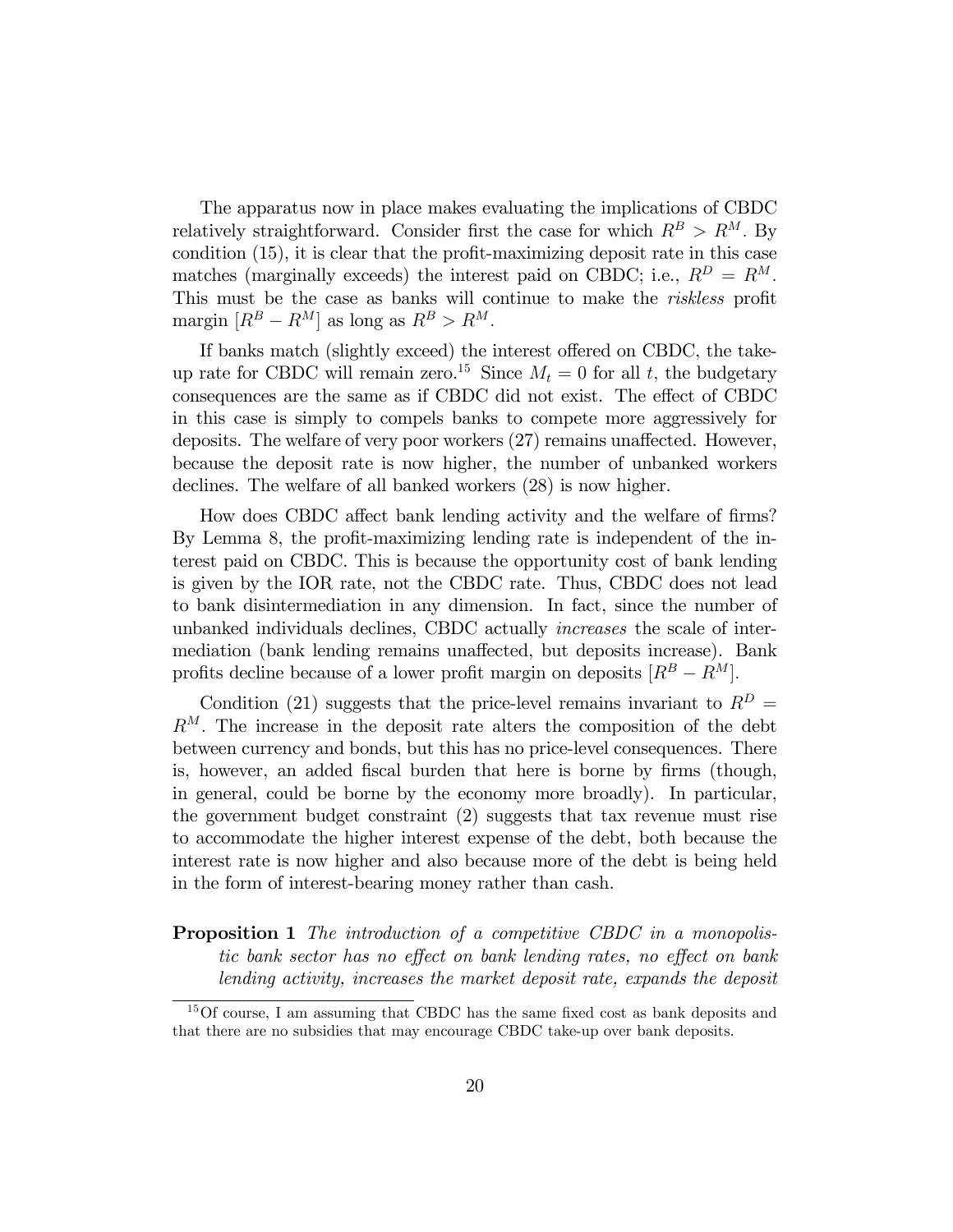The apparatus now in place makes evaluating the implications of CBDC relatively straightforward. Consider first the case for which $R^B > R^M$. By condition (15), it is clear that the profit-maximizing deposit rate in this case matches (marginally exceeds) the interest paid on CBDC; i.e., $R^D = R^M$. This must be the case as banks will continue to make the *riskless* profit margin $[R^B - R^M]$ as long as $R^B > R^M$.

If banks match (slightly exceed) the interest offered on CBDC, the take-up rate for CBDC will remain zero.[15] Since $M_t = 0$ for all $t$, the budgetary consequences are the same as if CBDC did not exist. The effect of CBDC in this case is simply to compels banks to compete more aggressively for deposits. The welfare of very poor workers (27) remains unaffected. However, because the deposit rate is now higher, the number of unbanked workers declines. The welfare of all banked workers (28) is now higher.

How does CBDC affect bank lending activity and the welfare of firms? By Lemma 8, the profit-maximizing lending rate is independent of the interest paid on CBDC. This is because the opportunity cost of bank lending is given by the IOR rate, not the CBDC rate. Thus, CBDC does not lead to bank disintermediation in any dimension. In fact, since the number of unbanked individuals declines, CBDC actually *increases* the scale of intermediation (bank lending remains unaffected, but deposits increase). Bank profits decline because of a lower profit margin on deposits $[R^B - R^M]$.

Condition (21) suggests that the price-level remains invariant to $R^D = R^M$. The increase in the deposit rate alters the composition of the debt between currency and bonds, but this has no price-level consequences. There is, however, an added fiscal burden that here is borne by firms (though, in general, could be borne by the economy more broadly). In particular, the government budget constraint (2) suggests that tax revenue must rise to accommodate the higher interest expense of the debt, both because the interest rate is now higher and also because more of the debt is being held in the form of interest-bearing money rather than cash.

**Proposition 1** *The introduction of a competitive CBDC in a monopolistic bank sector has no effect on bank lending rates, no effect on bank lending activity, increases the market deposit rate, expands the deposit*

[15] Of course, I am assuming that CBDC has the same fixed cost as bank deposits and that there are no subsidies that may encourage CBDC take-up over bank deposits.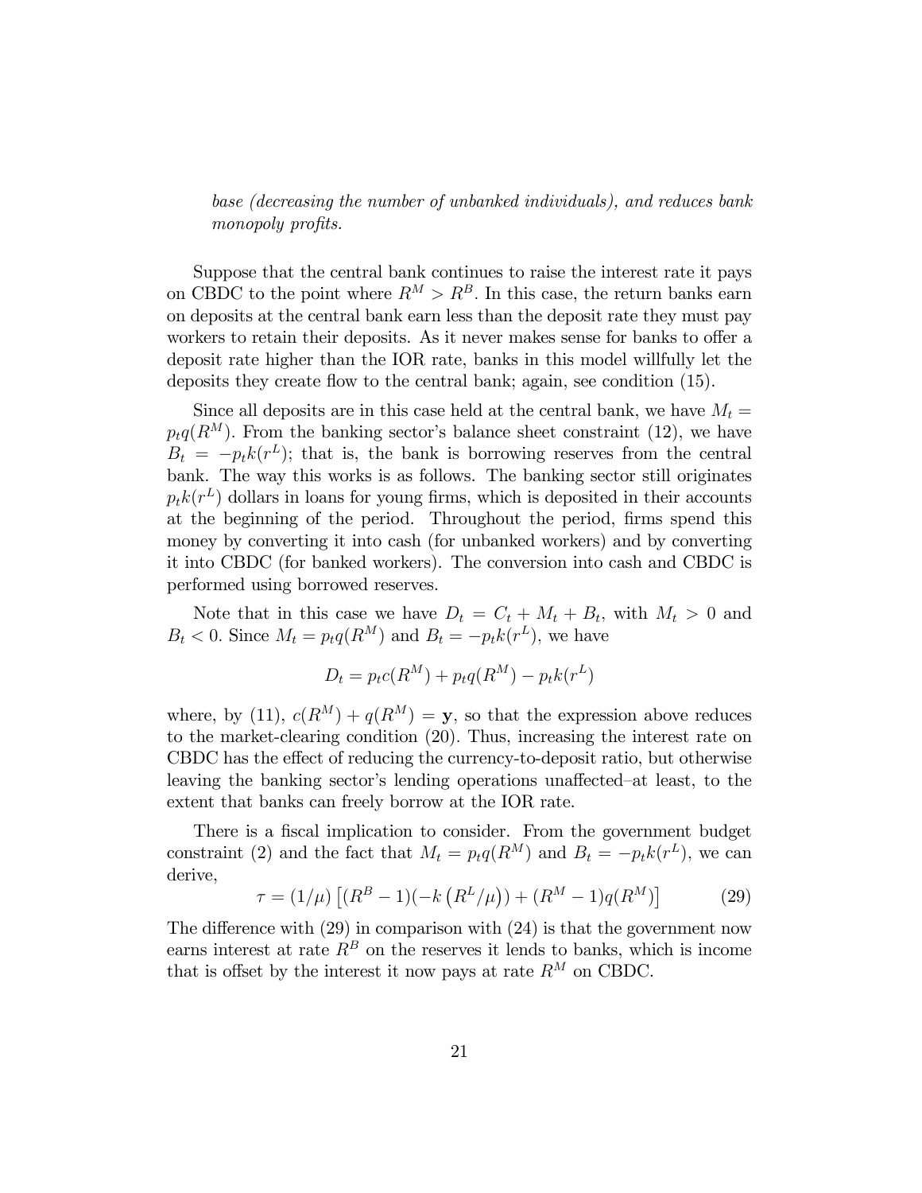*base (decreasing the number of unbanked individuals), and reduces bank monopoly profits.*

Suppose that the central bank continues to raise the interest rate it pays on CBDC to the point where $R^M > R^B$. In this case, the return banks earn on deposits at the central bank earn less than the deposit rate they must pay workers to retain their deposits. As it never makes sense for banks to offer a deposit rate higher than the IOR rate, banks in this model willfully let the deposits they create flow to the central bank; again, see condition (15).

Since all deposits are in this case held at the central bank, we have $M_t = p_t q(R^M)$. From the banking sector's balance sheet constraint (12), we have $B_t = -p_t k(r^L)$; that is, the bank is borrowing reserves from the central bank. The way this works is as follows. The banking sector still originates $p_t k(r^L)$ dollars in loans for young firms, which is deposited in their accounts at the beginning of the period. Throughout the period, firms spend this money by converting it into cash (for unbanked workers) and by converting it into CBDC (for banked workers). The conversion into cash and CBDC is performed using borrowed reserves.

Note that in this case we have $D_t = C_t + M_t + B_t$, with $M_t > 0$ and $B_t < 0$. Since $M_t = p_t q(R^M)$ and $B_t = -p_t k(r^L)$, we have

$$D_t = p_t c(R^M) + p_t q(R^M) - p_t k(r^L)$$

where, by (11), $c(R^M) + q(R^M) = \mathbf{y}$, so that the expression above reduces to the market-clearing condition (20). Thus, increasing the interest rate on CBDC has the effect of reducing the currency-to-deposit ratio, but otherwise leaving the banking sector's lending operations unaffected–at least, to the extent that banks can freely borrow at the IOR rate.

There is a fiscal implication to consider. From the government budget constraint (2) and the fact that $M_t = p_t q(R^M)$ and $B_t = -p_t k(r^L)$, we can derive,

$$\tau = (1/\mu)\left[(R^B - 1)(-k\left(R^L/\mu\right)) + (R^M - 1)q(R^M)\right] \tag{29}$$

The difference with (29) in comparison with (24) is that the government now earns interest at rate $R^B$ on the reserves it lends to banks, which is income that is offset by the interest it now pays at rate $R^M$ on CBDC.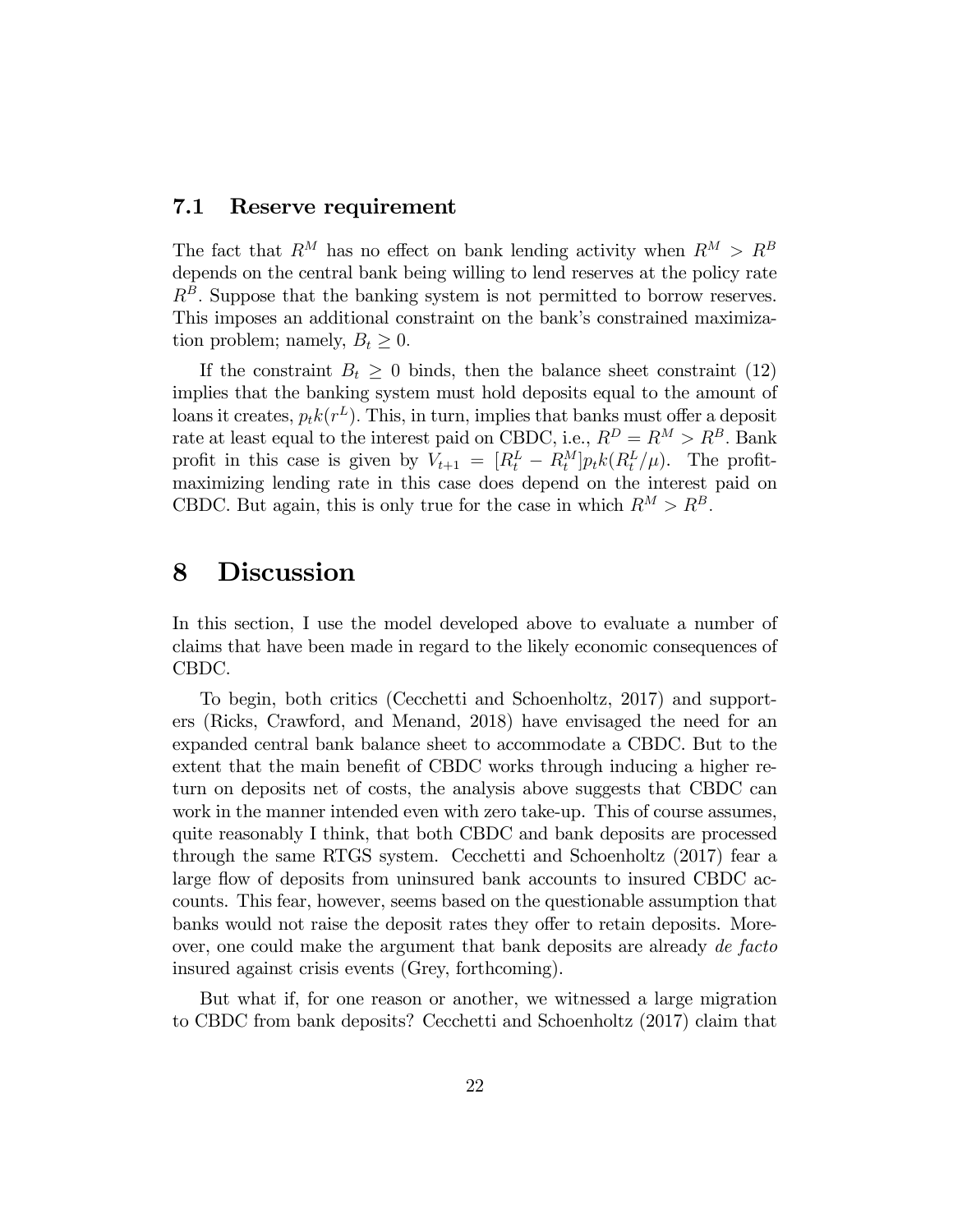### 7.1 Reserve requirement

The fact that $R^M$ has no effect on bank lending activity when $R^M > R^B$ depends on the central bank being willing to lend reserves at the policy rate $R^B$. Suppose that the banking system is not permitted to borrow reserves. This imposes an additional constraint on the bank's constrained maximization problem; namely, $B_t \geq 0$.

If the constraint $B_t \geq 0$ binds, then the balance sheet constraint (12) implies that the banking system must hold deposits equal to the amount of loans it creates, $p_t k(r^L)$. This, in turn, implies that banks must offer a deposit rate at least equal to the interest paid on CBDC, i.e., $R^D = R^M > R^B$. Bank profit in this case is given by $V_{t+1} = [R_t^L - R_t^M] p_t k(R_t^L/\mu)$. The profit-maximizing lending rate in this case does depend on the interest paid on CBDC. But again, this is only true for the case in which $R^M > R^B$.

# 8 Discussion

In this section, I use the model developed above to evaluate a number of claims that have been made in regard to the likely economic consequences of CBDC.

To begin, both critics (Cecchetti and Schoenholtz, 2017) and supporters (Ricks, Crawford, and Menand, 2018) have envisaged the need for an expanded central bank balance sheet to accommodate a CBDC. But to the extent that the main benefit of CBDC works through inducing a higher return on deposits net of costs, the analysis above suggests that CBDC can work in the manner intended even with zero take-up. This of course assumes, quite reasonably I think, that both CBDC and bank deposits are processed through the same RTGS system. Cecchetti and Schoenholtz (2017) fear a large flow of deposits from uninsured bank accounts to insured CBDC accounts. This fear, however, seems based on the questionable assumption that banks would not raise the deposit rates they offer to retain deposits. Moreover, one could make the argument that bank deposits are already *de facto* insured against crisis events (Grey, forthcoming).

But what if, for one reason or another, we witnessed a large migration to CBDC from bank deposits? Cecchetti and Schoenholtz (2017) claim that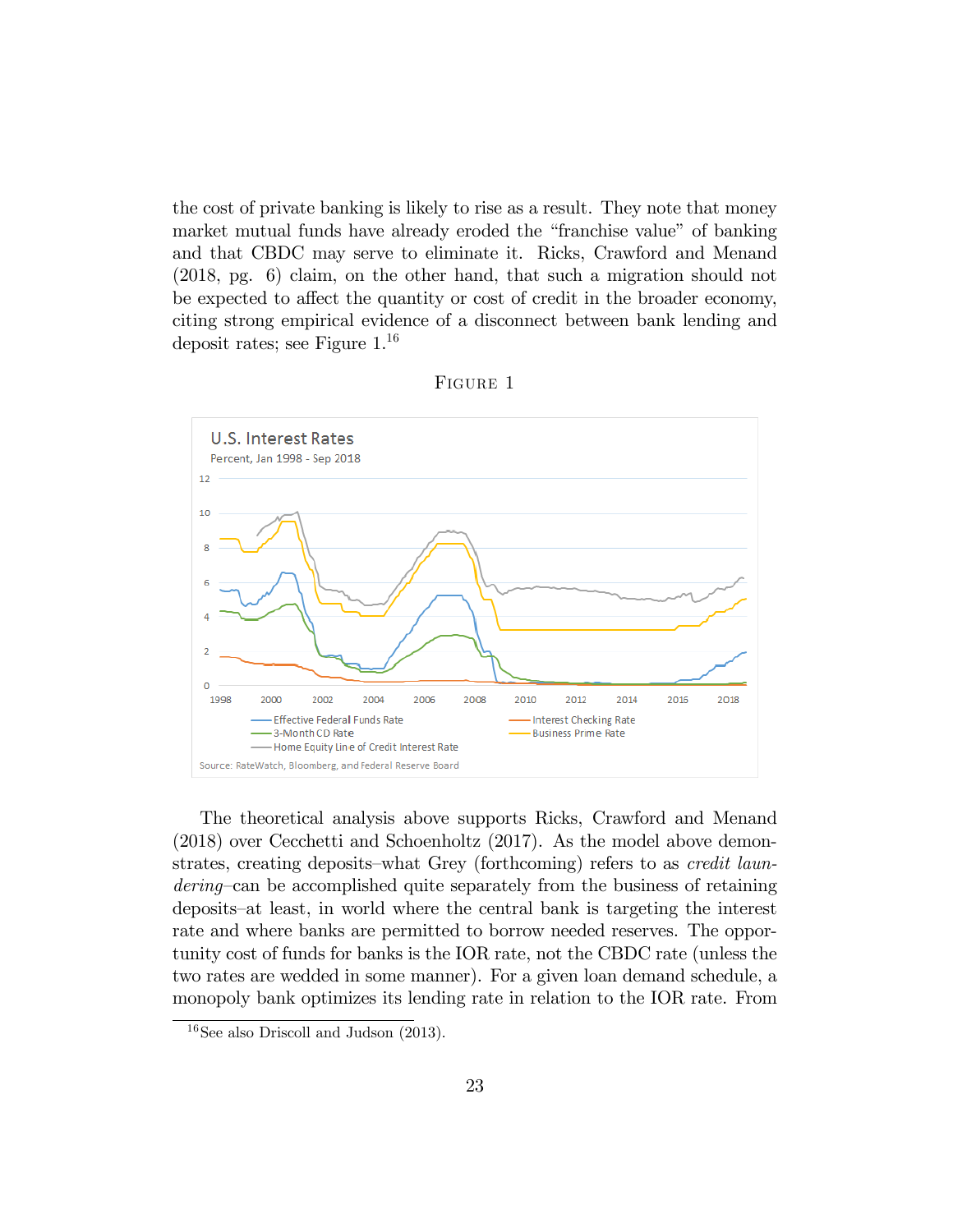the cost of private banking is likely to rise as a result. They note that money market mutual funds have already eroded the "franchise value" of banking and that CBDC may serve to eliminate it. Ricks, Crawford and Menand (2018, pg. 6) claim, on the other hand, that such a migration should not be expected to affect the quantity or cost of credit in the broader economy, citing strong empirical evidence of a disconnect between bank lending and deposit rates; see Figure 1.[16]

FIGURE 1

The theoretical analysis above supports Ricks, Crawford and Menand (2018) over Cecchetti and Schoenholtz (2017). As the model above demonstrates, creating deposits–what Grey (forthcoming) refers to as *credit laundering*–can be accomplished quite separately from the business of retaining deposits–at least, in world where the central bank is targeting the interest rate and where banks are permitted to borrow needed reserves. The opportunity cost of funds for banks is the IOR rate, not the CBDC rate (unless the two rates are wedded in some manner). For a given loan demand schedule, a monopoly bank optimizes its lending rate in relation to the IOR rate. From

[16] See also Driscoll and Judson (2013).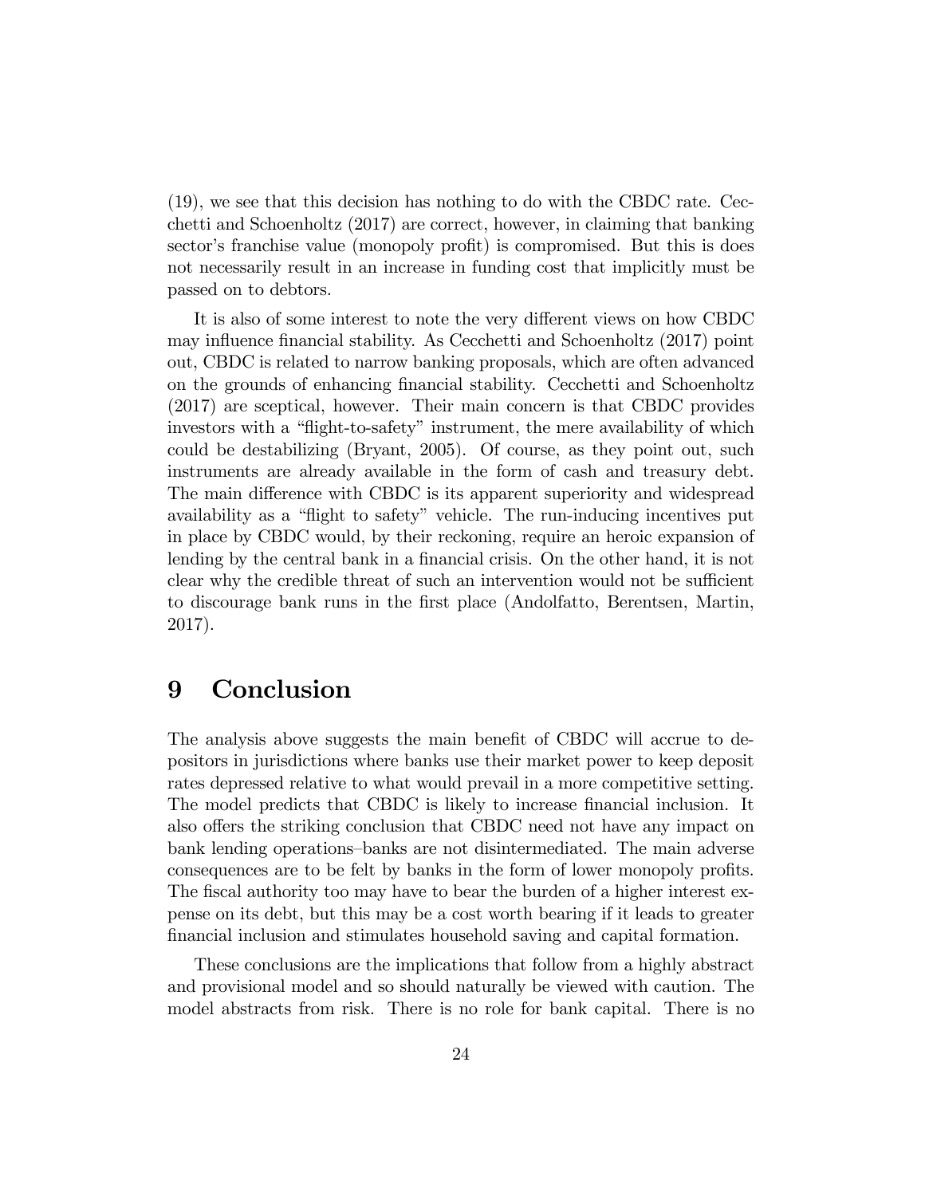(19), we see that this decision has nothing to do with the CBDC rate. Cecchetti and Schoenholtz (2017) are correct, however, in claiming that banking sector's franchise value (monopoly profit) is compromised. But this is does not necessarily result in an increase in funding cost that implicitly must be passed on to debtors.

It is also of some interest to note the very different views on how CBDC may influence financial stability. As Cecchetti and Schoenholtz (2017) point out, CBDC is related to narrow banking proposals, which are often advanced on the grounds of enhancing financial stability. Cecchetti and Schoenholtz (2017) are sceptical, however. Their main concern is that CBDC provides investors with a "flight-to-safety" instrument, the mere availability of which could be destabilizing (Bryant, 2005). Of course, as they point out, such instruments are already available in the form of cash and treasury debt. The main difference with CBDC is its apparent superiority and widespread availability as a "flight to safety" vehicle. The run-inducing incentives put in place by CBDC would, by their reckoning, require an heroic expansion of lending by the central bank in a financial crisis. On the other hand, it is not clear why the credible threat of such an intervention would not be sufficient to discourage bank runs in the first place (Andolfatto, Berentsen, Martin, 2017).

# 9 Conclusion

The analysis above suggests the main benefit of CBDC will accrue to depositors in jurisdictions where banks use their market power to keep deposit rates depressed relative to what would prevail in a more competitive setting. The model predicts that CBDC is likely to increase financial inclusion. It also offers the striking conclusion that CBDC need not have any impact on bank lending operations–banks are not disintermediated. The main adverse consequences are to be felt by banks in the form of lower monopoly profits. The fiscal authority too may have to bear the burden of a higher interest expense on its debt, but this may be a cost worth bearing if it leads to greater financial inclusion and stimulates household saving and capital formation.

These conclusions are the implications that follow from a highly abstract and provisional model and so should naturally be viewed with caution. The model abstracts from risk. There is no role for bank capital. There is no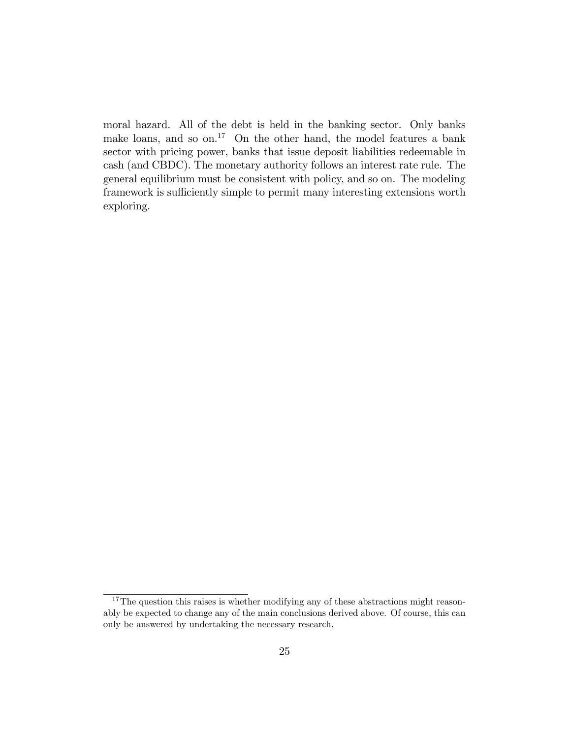moral hazard. All of the debt is held in the banking sector. Only banks make loans, and so on.[17] On the other hand, the model features a bank sector with pricing power, banks that issue deposit liabilities redeemable in cash (and CBDC). The monetary authority follows an interest rate rule. The general equilibrium must be consistent with policy, and so on. The modeling framework is sufficiently simple to permit many interesting extensions worth exploring.

[17] The question this raises is whether modifying any of these abstractions might reasonably be expected to change any of the main conclusions derived above. Of course, this can only be answered by undertaking the necessary research.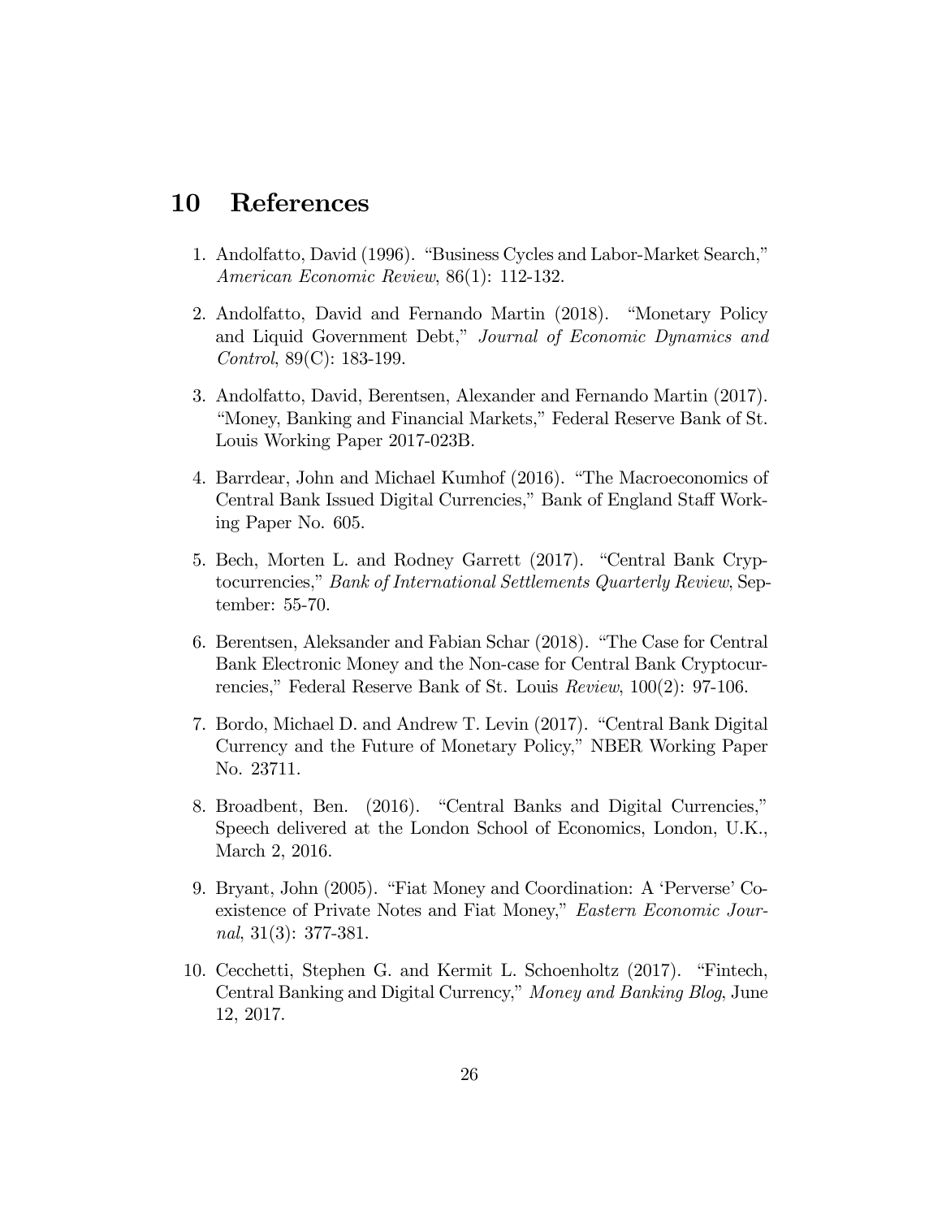# 10 References

1. Andolfatto, David (1996). "Business Cycles and Labor-Market Search," *American Economic Review*, 86(1): 112-132.

2. Andolfatto, David and Fernando Martin (2018). "Monetary Policy and Liquid Government Debt," *Journal of Economic Dynamics and Control*, 89(C): 183-199.

3. Andolfatto, David, Berentsen, Alexander and Fernando Martin (2017). "Money, Banking and Financial Markets," Federal Reserve Bank of St. Louis Working Paper 2017-023B.

4. Barrdear, John and Michael Kumhof (2016). "The Macroeconomics of Central Bank Issued Digital Currencies," Bank of England Staff Working Paper No. 605.

5. Bech, Morten L. and Rodney Garrett (2017). "Central Bank Cryptocurrencies," *Bank of International Settlements Quarterly Review*, September: 55-70.

6. Berentsen, Aleksander and Fabian Schar (2018). "The Case for Central Bank Electronic Money and the Non-case for Central Bank Cryptocurrencies," Federal Reserve Bank of St. Louis *Review*, 100(2): 97-106.

7. Bordo, Michael D. and Andrew T. Levin (2017). "Central Bank Digital Currency and the Future of Monetary Policy," NBER Working Paper No. 23711.

8. Broadbent, Ben. (2016). "Central Banks and Digital Currencies," Speech delivered at the London School of Economics, London, U.K., March 2, 2016.

9. Bryant, John (2005). "Fiat Money and Coordination: A 'Perverse' Coexistence of Private Notes and Fiat Money," *Eastern Economic Journal*, 31(3): 377-381.

10. Cecchetti, Stephen G. and Kermit L. Schoenholtz (2017). "Fintech, Central Banking and Digital Currency," *Money and Banking Blog*, June 12, 2017.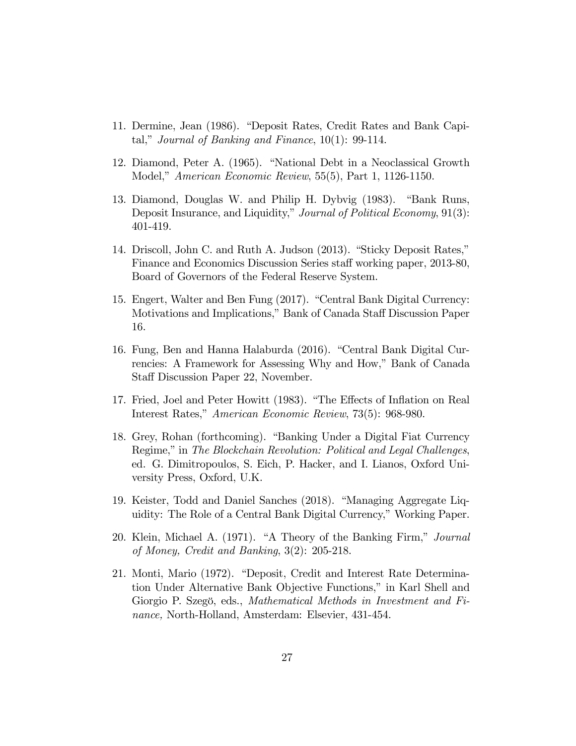11. Dermine, Jean (1986). "Deposit Rates, Credit Rates and Bank Capital," *Journal of Banking and Finance*, 10(1): 99-114.

12. Diamond, Peter A. (1965). "National Debt in a Neoclassical Growth Model," *American Economic Review*, 55(5), Part 1, 1126-1150.

13. Diamond, Douglas W. and Philip H. Dybvig (1983). "Bank Runs, Deposit Insurance, and Liquidity," *Journal of Political Economy*, 91(3): 401-419.

14. Driscoll, John C. and Ruth A. Judson (2013). "Sticky Deposit Rates," Finance and Economics Discussion Series staff working paper, 2013-80, Board of Governors of the Federal Reserve System.

15. Engert, Walter and Ben Fung (2017). "Central Bank Digital Currency: Motivations and Implications," Bank of Canada Staff Discussion Paper 16.

16. Fung, Ben and Hanna Halaburda (2016). "Central Bank Digital Currencies: A Framework for Assessing Why and How," Bank of Canada Staff Discussion Paper 22, November.

17. Fried, Joel and Peter Howitt (1983). "The Effects of Inflation on Real Interest Rates," *American Economic Review*, 73(5): 968-980.

18. Grey, Rohan (forthcoming). "Banking Under a Digital Fiat Currency Regime," in *The Blockchain Revolution: Political and Legal Challenges*, ed. G. Dimitropoulos, S. Eich, P. Hacker, and I. Lianos, Oxford University Press, Oxford, U.K.

19. Keister, Todd and Daniel Sanches (2018). "Managing Aggregate Liquidity: The Role of a Central Bank Digital Currency," Working Paper.

20. Klein, Michael A. (1971). "A Theory of the Banking Firm," *Journal of Money, Credit and Banking*, 3(2): 205-218.

21. Monti, Mario (1972). "Deposit, Credit and Interest Rate Determination Under Alternative Bank Objective Functions," in Karl Shell and Giorgio P. Szegö, eds., *Mathematical Methods in Investment and Finance,* North-Holland, Amsterdam: Elsevier, 431-454.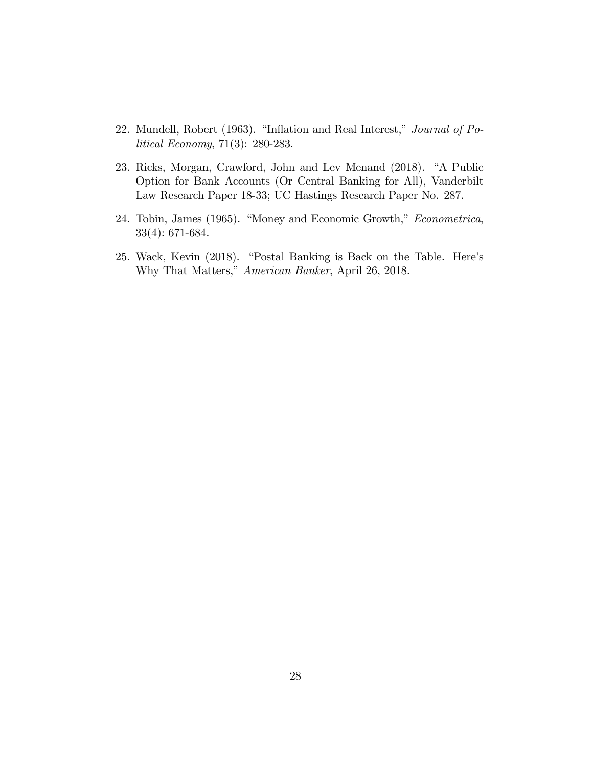22. Mundell, Robert (1963). "Inflation and Real Interest," *Journal of Political Economy*, 71(3): 280-283.

23. Ricks, Morgan, Crawford, John and Lev Menand (2018). "A Public Option for Bank Accounts (Or Central Banking for All), Vanderbilt Law Research Paper 18-33; UC Hastings Research Paper No. 287.

24. Tobin, James (1965). "Money and Economic Growth," *Econometrica*, 33(4): 671-684.

25. Wack, Kevin (2018). "Postal Banking is Back on the Table. Here's Why That Matters," *American Banker*, April 26, 2018.